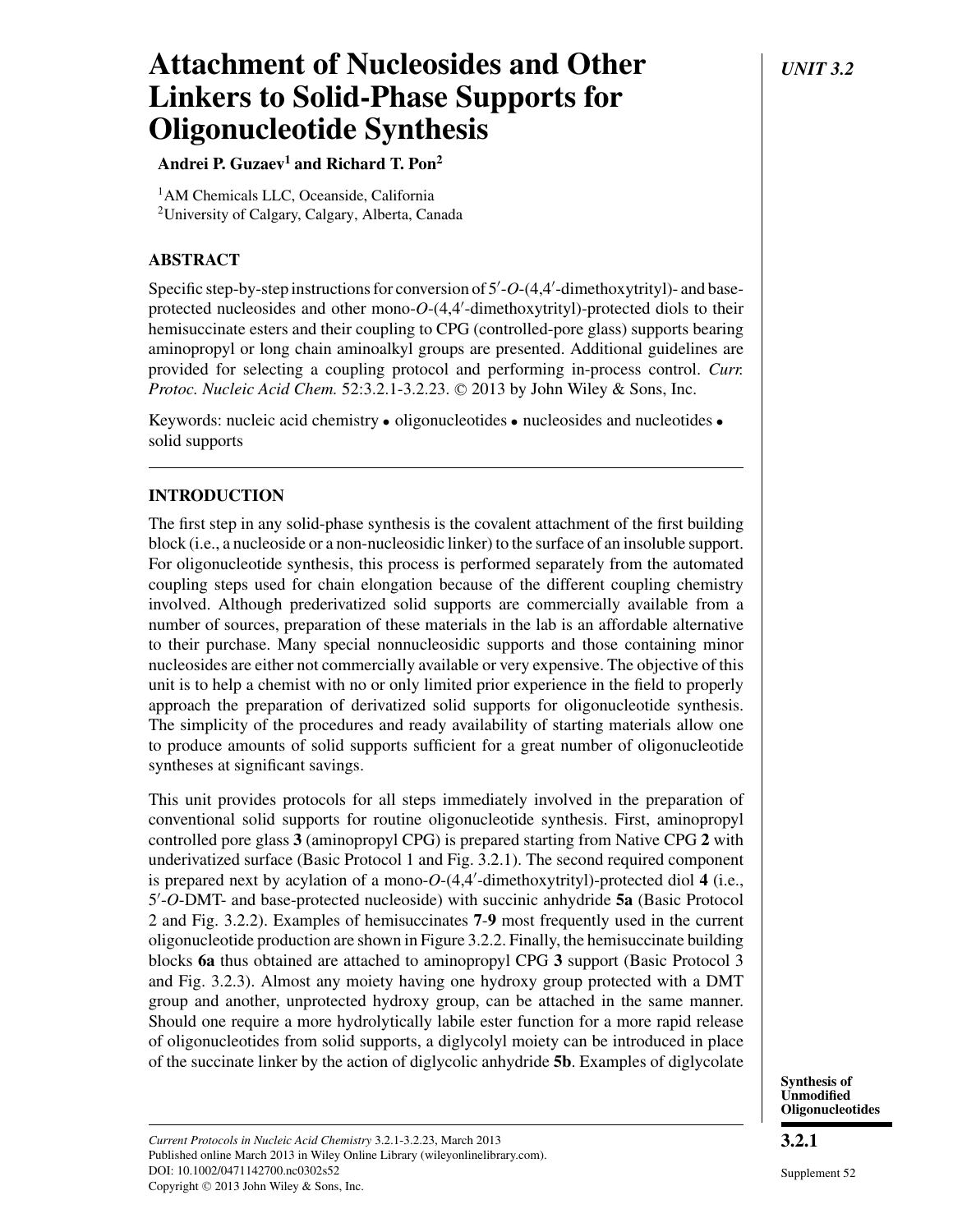# Attachment of Nucleosides and Other Linkers to Solid-Phase Supports for Oligonucleotide Synthesis

**Andrei P. Guzaev[1] and Richard T. Pon[2]**

[1]AM Chemicals LLC, Oceanside, California
[2]University of Calgary, Calgary, Alberta, Canada

## ABSTRACT

Specific step-by-step instructions for conversion of 5′-*O*-(4,4′-dimethoxytrityl)- and base-protected nucleosides and other mono-*O*-(4,4′-dimethoxytrityl)-protected diols to their hemisuccinate esters and their coupling to CPG (controlled-pore glass) supports bearing aminopropyl or long chain aminoalkyl groups are presented. Additional guidelines are provided for selecting a coupling protocol and performing in-process control. *Curr. Protoc. Nucleic Acid Chem.* 52:3.2.1-3.2.23. © 2013 by John Wiley & Sons, Inc.

Keywords: nucleic acid chemistry • oligonucleotides • nucleosides and nucleotides • solid supports

## INTRODUCTION

The first step in any solid-phase synthesis is the covalent attachment of the first building block (i.e., a nucleoside or a non-nucleosidic linker) to the surface of an insoluble support. For oligonucleotide synthesis, this process is performed separately from the automated coupling steps used for chain elongation because of the different coupling chemistry involved. Although prederivatized solid supports are commercially available from a number of sources, preparation of these materials in the lab is an affordable alternative to their purchase. Many special nonnucleosidic supports and those containing minor nucleosides are either not commercially available or very expensive. The objective of this unit is to help a chemist with no or only limited prior experience in the field to properly approach the preparation of derivatized solid supports for oligonucleotide synthesis. The simplicity of the procedures and ready availability of starting materials allow one to produce amounts of solid supports sufficient for a great number of oligonucleotide syntheses at significant savings.

This unit provides protocols for all steps immediately involved in the preparation of conventional solid supports for routine oligonucleotide synthesis. First, aminopropyl controlled pore glass **3** (aminopropyl CPG) is prepared starting from Native CPG **2** with underivatized surface (Basic Protocol 1 and Fig. 3.2.1). The second required component is prepared next by acylation of a mono-*O*-(4,4′-dimethoxytrityl)-protected diol **4** (i.e., 5′-*O*-DMT- and base-protected nucleoside) with succinic anhydride **5a** (Basic Protocol 2 and Fig. 3.2.2). Examples of hemisuccinates **7**-**9** most frequently used in the current oligonucleotide production are shown in Figure 3.2.2. Finally, the hemisuccinate building blocks **6a** thus obtained are attached to aminopropyl CPG **3** support (Basic Protocol 3 and Fig. 3.2.3). Almost any moiety having one hydroxy group protected with a DMT group and another, unprotected hydroxy group, can be attached in the same manner. Should one require a more hydrolytically labile ester function for a more rapid release of oligonucleotides from solid supports, a diglycolyl moiety can be introduced in place of the succinate linker by the action of diglycolic anhydride **5b**. Examples of diglycolate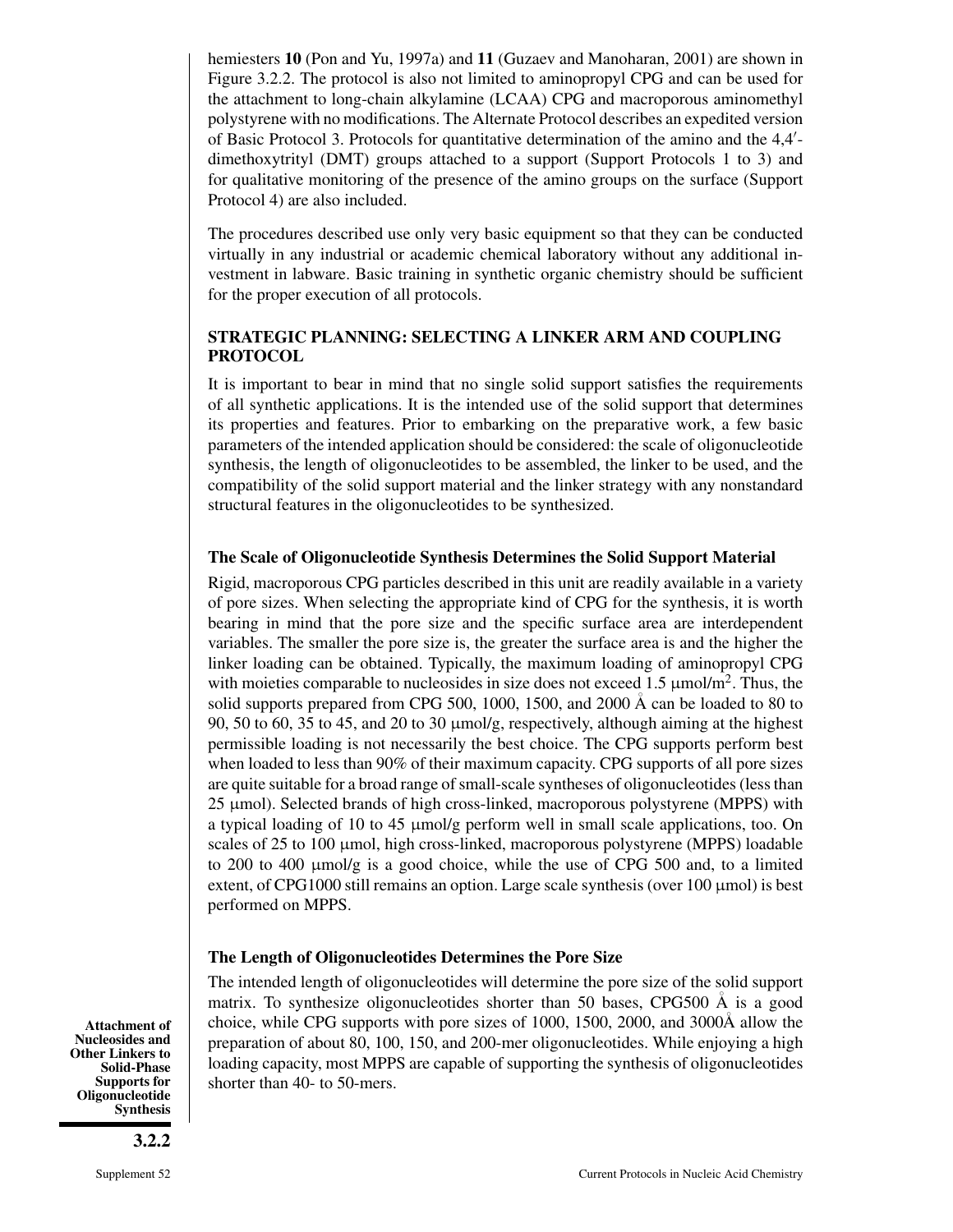hemiesters **10** (Pon and Yu, 1997a) and **11** (Guzaev and Manoharan, 2001) are shown in Figure 3.2.2. The protocol is also not limited to aminopropyl CPG and can be used for the attachment to long-chain alkylamine (LCAA) CPG and macroporous aminomethyl polystyrene with no modifications. The Alternate Protocol describes an expedited version of Basic Protocol 3. Protocols for quantitative determination of the amino and the 4,4′-dimethoxytrityl (DMT) groups attached to a support (Support Protocols 1 to 3) and for qualitative monitoring of the presence of the amino groups on the surface (Support Protocol 4) are also included.

The procedures described use only very basic equipment so that they can be conducted virtually in any industrial or academic chemical laboratory without any additional investment in labware. Basic training in synthetic organic chemistry should be sufficient for the proper execution of all protocols.

## STRATEGIC PLANNING: SELECTING A LINKER ARM AND COUPLING PROTOCOL

It is important to bear in mind that no single solid support satisfies the requirements of all synthetic applications. It is the intended use of the solid support that determines its properties and features. Prior to embarking on the preparative work, a few basic parameters of the intended application should be considered: the scale of oligonucleotide synthesis, the length of oligonucleotides to be assembled, the linker to be used, and the compatibility of the solid support material and the linker strategy with any nonstandard structural features in the oligonucleotides to be synthesized.

### The Scale of Oligonucleotide Synthesis Determines the Solid Support Material

Rigid, macroporous CPG particles described in this unit are readily available in a variety of pore sizes. When selecting the appropriate kind of CPG for the synthesis, it is worth bearing in mind that the pore size and the specific surface area are interdependent variables. The smaller the pore size is, the greater the surface area is and the higher the linker loading can be obtained. Typically, the maximum loading of aminopropyl CPG with moieties comparable to nucleosides in size does not exceed 1.5 μmol/m$^2$. Thus, the solid supports prepared from CPG 500, 1000, 1500, and 2000 Å can be loaded to 80 to 90, 50 to 60, 35 to 45, and 20 to 30 μmol/g, respectively, although aiming at the highest permissible loading is not necessarily the best choice. The CPG supports perform best when loaded to less than 90% of their maximum capacity. CPG supports of all pore sizes are quite suitable for a broad range of small-scale syntheses of oligonucleotides (less than 25 μmol). Selected brands of high cross-linked, macroporous polystyrene (MPPS) with a typical loading of 10 to 45 μmol/g perform well in small scale applications, too. On scales of 25 to 100 μmol, high cross-linked, macroporous polystyrene (MPPS) loadable to 200 to 400 μmol/g is a good choice, while the use of CPG 500 and, to a limited extent, of CPG1000 still remains an option. Large scale synthesis (over 100 μmol) is best performed on MPPS.

### The Length of Oligonucleotides Determines the Pore Size

The intended length of oligonucleotides will determine the pore size of the solid support matrix. To synthesize oligonucleotides shorter than 50 bases, CPG500 Å is a good choice, while CPG supports with pore sizes of 1000, 1500, 2000, and 3000Å allow the preparation of about 80, 100, 150, and 200-mer oligonucleotides. While enjoying a high loading capacity, most MPPS are capable of supporting the synthesis of oligonucleotides shorter than 40- to 50-mers.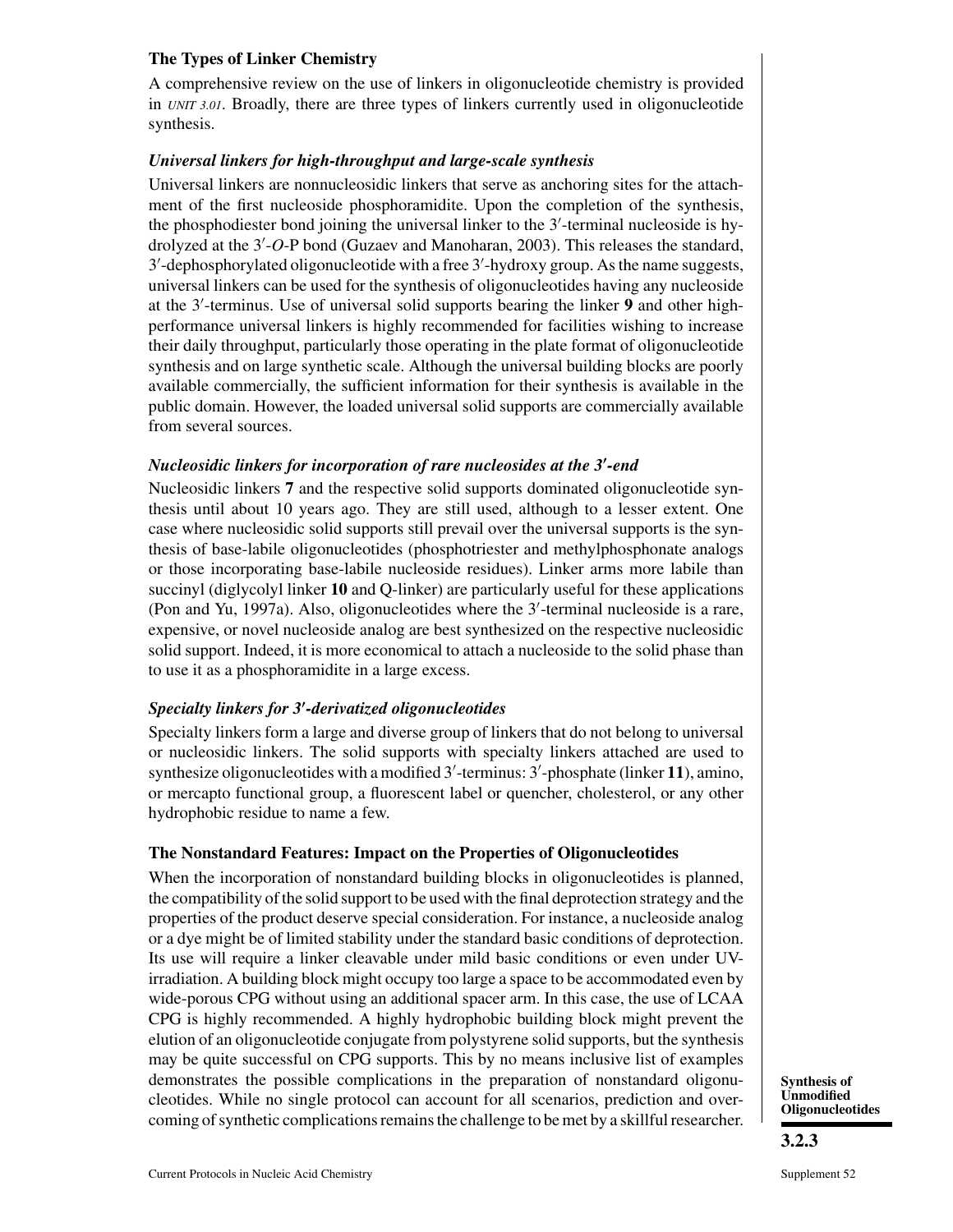### The Types of Linker Chemistry

A comprehensive review on the use of linkers in oligonucleotide chemistry is provided in *UNIT 3.01*. Broadly, there are three types of linkers currently used in oligonucleotide synthesis.

#### *Universal linkers for high-throughput and large-scale synthesis*

Universal linkers are nonnucleosidic linkers that serve as anchoring sites for the attachment of the first nucleoside phosphoramidite. Upon the completion of the synthesis, the phosphodiester bond joining the universal linker to the 3′-terminal nucleoside is hydrolyzed at the 3′-*O*-P bond (Guzaev and Manoharan, 2003). This releases the standard, 3′-dephosphorylated oligonucleotide with a free 3′-hydroxy group. As the name suggests, universal linkers can be used for the synthesis of oligonucleotides having any nucleoside at the 3′-terminus. Use of universal solid supports bearing the linker **9** and other high-performance universal linkers is highly recommended for facilities wishing to increase their daily throughput, particularly those operating in the plate format of oligonucleotide synthesis and on large synthetic scale. Although the universal building blocks are poorly available commercially, the sufficient information for their synthesis is available in the public domain. However, the loaded universal solid supports are commercially available from several sources.

#### *Nucleosidic linkers for incorporation of rare nucleosides at the 3′-end*

Nucleosidic linkers **7** and the respective solid supports dominated oligonucleotide synthesis until about 10 years ago. They are still used, although to a lesser extent. One case where nucleosidic solid supports still prevail over the universal supports is the synthesis of base-labile oligonucleotides (phosphotriester and methylphosphonate analogs or those incorporating base-labile nucleoside residues). Linker arms more labile than succinyl (diglycolyl linker **10** and Q-linker) are particularly useful for these applications (Pon and Yu, 1997a). Also, oligonucleotides where the 3′-terminal nucleoside is a rare, expensive, or novel nucleoside analog are best synthesized on the respective nucleosidic solid support. Indeed, it is more economical to attach a nucleoside to the solid phase than to use it as a phosphoramidite in a large excess.

#### *Specialty linkers for 3′-derivatized oligonucleotides*

Specialty linkers form a large and diverse group of linkers that do not belong to universal or nucleosidic linkers. The solid supports with specialty linkers attached are used to synthesize oligonucleotides with a modified 3′-terminus: 3′-phosphate (linker **11**), amino, or mercapto functional group, a fluorescent label or quencher, cholesterol, or any other hydrophobic residue to name a few.

### The Nonstandard Features: Impact on the Properties of Oligonucleotides

When the incorporation of nonstandard building blocks in oligonucleotides is planned, the compatibility of the solid support to be used with the final deprotection strategy and the properties of the product deserve special consideration. For instance, a nucleoside analog or a dye might be of limited stability under the standard basic conditions of deprotection. Its use will require a linker cleavable under mild basic conditions or even under UV-irradiation. A building block might occupy too large a space to be accommodated even by wide-porous CPG without using an additional spacer arm. In this case, the use of LCAA CPG is highly recommended. A highly hydrophobic building block might prevent the elution of an oligonucleotide conjugate from polystyrene solid supports, but the synthesis may be quite successful on CPG supports. This by no means inclusive list of examples demonstrates the possible complications in the preparation of nonstandard oligonucleotides. While no single protocol can account for all scenarios, prediction and overcoming of synthetic complications remains the challenge to be met by a skillful researcher.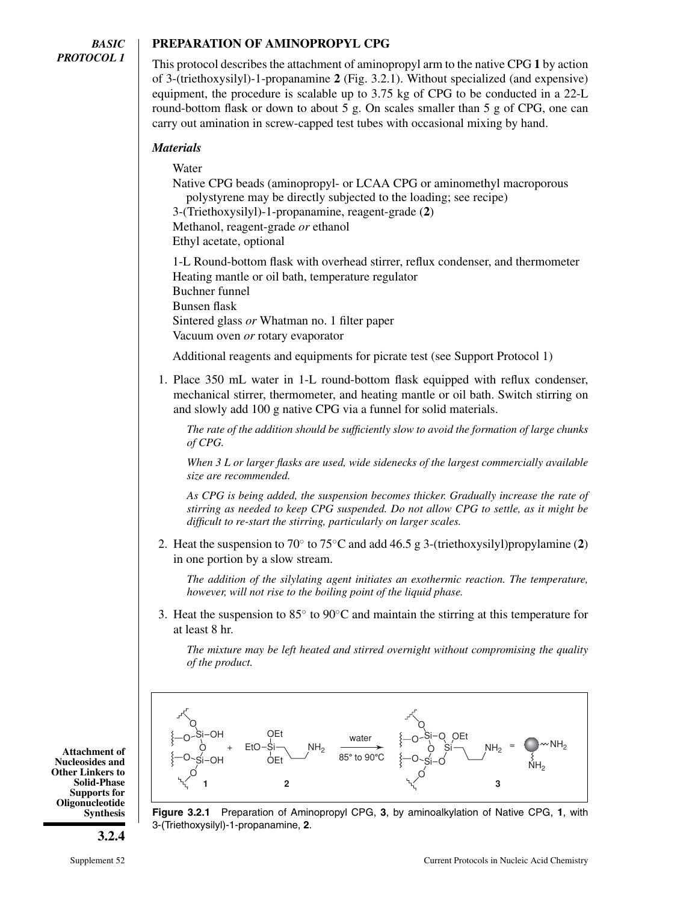*BASIC PROTOCOL 1*

## PREPARATION OF AMINOPROPYL CPG

This protocol describes the attachment of aminopropyl arm to the native CPG **1** by action of 3-(triethoxysilyl)-1-propanamine **2** (Fig. 3.2.1). Without specialized (and expensive) equipment, the procedure is scalable up to 3.75 kg of CPG to be conducted in a 22-L round-bottom flask or down to about 5 g. On scales smaller than 5 g of CPG, one can carry out amination in screw-capped test tubes with occasional mixing by hand.

### *Materials*

Water
Native CPG beads (aminopropyl- or LCAA CPG or aminomethyl macroporous polystyrene may be directly subjected to the loading; see recipe)
3-(Triethoxysilyl)-1-propanamine, reagent-grade (**2**)
Methanol, reagent-grade *or* ethanol
Ethyl acetate, optional

1-L Round-bottom flask with overhead stirrer, reflux condenser, and thermometer
Heating mantle or oil bath, temperature regulator
Buchner funnel
Bunsen flask
Sintered glass *or* Whatman no. 1 filter paper
Vacuum oven *or* rotary evaporator

Additional reagents and equipments for picrate test (see Support Protocol 1)

1. Place 350 mL water in 1-L round-bottom flask equipped with reflux condenser, mechanical stirrer, thermometer, and heating mantle or oil bath. Switch stirring on and slowly add 100 g native CPG via a funnel for solid materials.

   *The rate of the addition should be sufficiently slow to avoid the formation of large chunks of CPG.*

   *When 3 L or larger flasks are used, wide sidenecks of the largest commercially available size are recommended.*

   *As CPG is being added, the suspension becomes thicker. Gradually increase the rate of stirring as needed to keep CPG suspended. Do not allow CPG to settle, as it might be difficult to re-start the stirring, particularly on larger scales.*

2. Heat the suspension to 70° to 75°C and add 46.5 g 3-(triethoxysilyl)propylamine (**2**) in one portion by a slow stream.

   *The addition of the silylating agent initiates an exothermic reaction. The temperature, however, will not rise to the boiling point of the liquid phase.*

3. Heat the suspension to 85° to 90°C and maintain the stirring at this temperature for at least 8 hr.

   *The mixture may be left heated and stirred overnight without compromising the quality of the product.*

**Figure 3.2.1** Preparation of Aminopropyl CPG, **3**, by aminoalkylation of Native CPG, **1**, with 3-(Triethoxysilyl)-1-propanamine, **2**.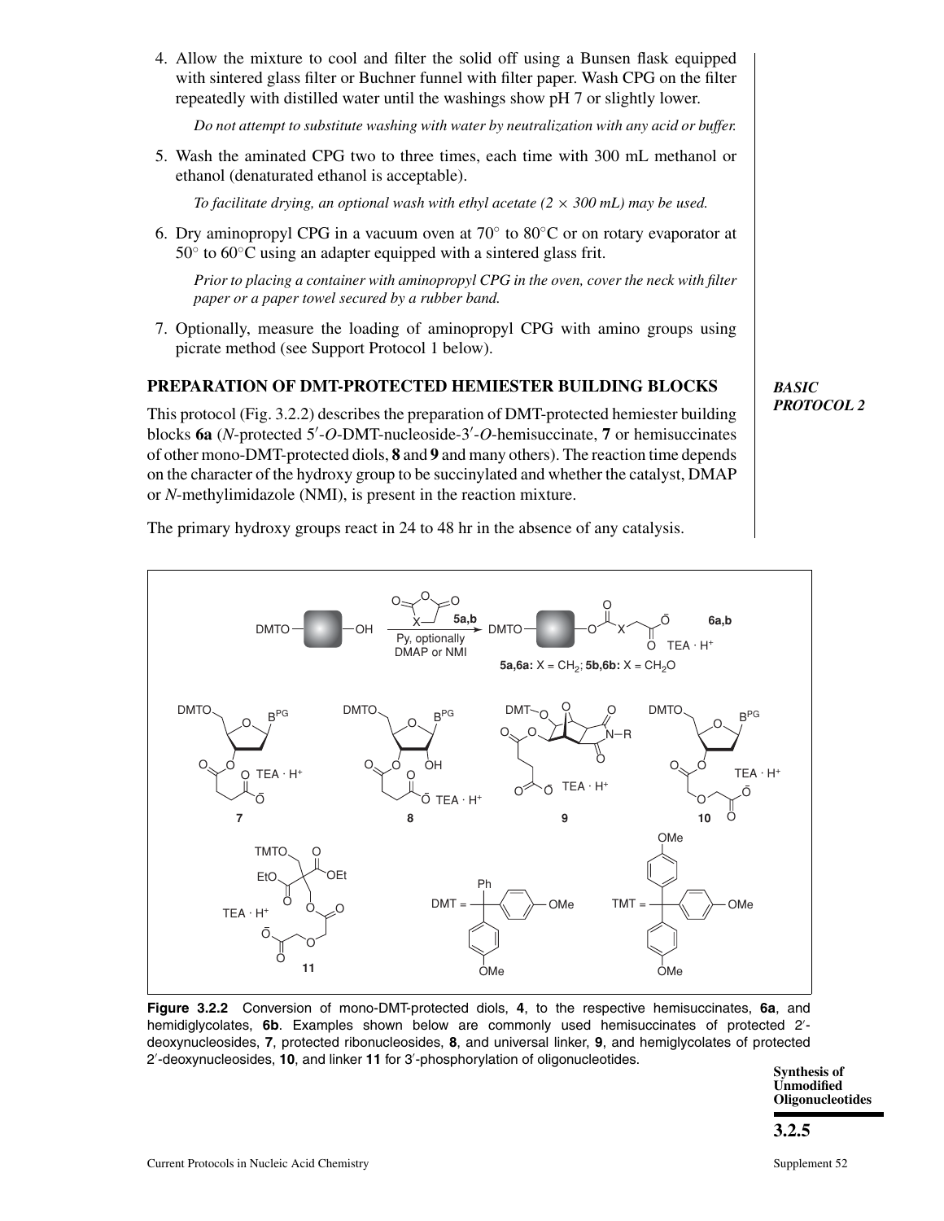4. Allow the mixture to cool and filter the solid off using a Bunsen flask equipped with sintered glass filter or Buchner funnel with filter paper. Wash CPG on the filter repeatedly with distilled water until the washings show pH 7 or slightly lower.

   *Do not attempt to substitute washing with water by neutralization with any acid or buffer.*

5. Wash the aminated CPG two to three times, each time with 300 mL methanol or ethanol (denaturated ethanol is acceptable).

   *To facilitate drying, an optional wash with ethyl acetate (2 × 300 mL) may be used.*

6. Dry aminopropyl CPG in a vacuum oven at 70° to 80°C or on rotary evaporator at 50° to 60°C using an adapter equipped with a sintered glass frit.

   *Prior to placing a container with aminopropyl CPG in the oven, cover the neck with filter paper or a paper towel secured by a rubber band.*

7. Optionally, measure the loading of aminopropyl CPG with amino groups using picrate method (see Support Protocol 1 below).

## PREPARATION OF DMT-PROTECTED HEMIESTER BUILDING BLOCKS

***BASIC PROTOCOL 2***

This protocol (Fig. 3.2.2) describes the preparation of DMT-protected hemiester building blocks **6a** (*N*-protected 5′-*O*-DMT-nucleoside-3′-*O*-hemisuccinate, **7** or hemisuccinates of other mono-DMT-protected diols, **8** and **9** and many others). The reaction time depends on the character of the hydroxy group to be succinylated and whether the catalyst, DMAP or *N*-methylimidazole (NMI), is present in the reaction mixture.

The primary hydroxy groups react in 24 to 48 hr in the absence of any catalysis.

**Figure 3.2.2** Conversion of mono-DMT-protected diols, **4**, to the respective hemisuccinates, **6a**, and hemidiglycolates, **6b**. Examples shown below are commonly used hemisuccinates of protected 2′-deoxynucleosides, **7**, protected ribonucleosides, **8**, and universal linker, **9**, and hemiglycolates of protected 2′-deoxynucleosides, **10**, and linker **11** for 3′-phosphorylation of oligonucleotides.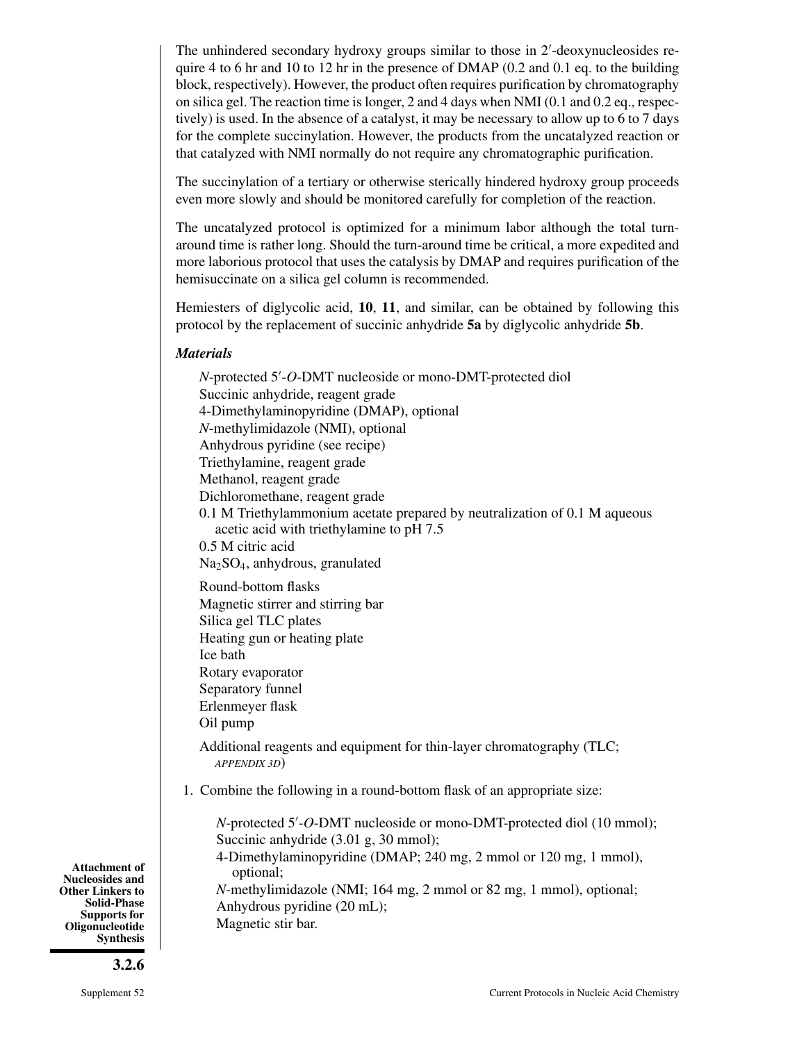The unhindered secondary hydroxy groups similar to those in 2′-deoxynucleosides require 4 to 6 hr and 10 to 12 hr in the presence of DMAP (0.2 and 0.1 eq. to the building block, respectively). However, the product often requires purification by chromatography on silica gel. The reaction time is longer, 2 and 4 days when NMI (0.1 and 0.2 eq., respectively) is used. In the absence of a catalyst, it may be necessary to allow up to 6 to 7 days for the complete succinylation. However, the products from the uncatalyzed reaction or that catalyzed with NMI normally do not require any chromatographic purification.

The succinylation of a tertiary or otherwise sterically hindered hydroxy group proceeds even more slowly and should be monitored carefully for completion of the reaction.

The uncatalyzed protocol is optimized for a minimum labor although the total turn-around time is rather long. Should the turn-around time be critical, a more expedited and more laborious protocol that uses the catalysis by DMAP and requires purification of the hemisuccinate on a silica gel column is recommended.

Hemiesters of diglycolic acid, **10**, **11**, and similar, can be obtained by following this protocol by the replacement of succinic anhydride **5a** by diglycolic anhydride **5b**.

### *Materials*

*N*-protected 5′-*O*-DMT nucleoside or mono-DMT-protected diol
Succinic anhydride, reagent grade
4-Dimethylaminopyridine (DMAP), optional
*N*-methylimidazole (NMI), optional
Anhydrous pyridine (see recipe)
Triethylamine, reagent grade
Methanol, reagent grade
Dichloromethane, reagent grade
0.1 M Triethylammonium acetate prepared by neutralization of 0.1 M aqueous acetic acid with triethylamine to pH 7.5
0.5 M citric acid
$Na_2SO_4$, anhydrous, granulated

Round-bottom flasks
Magnetic stirrer and stirring bar
Silica gel TLC plates
Heating gun or heating plate
Ice bath
Rotary evaporator
Separatory funnel
Erlenmeyer flask
Oil pump

Additional reagents and equipment for thin-layer chromatography (TLC; *APPENDIX 3D*)

1. Combine the following in a round-bottom flask of an appropriate size:

   *N*-protected 5′-*O*-DMT nucleoside or mono-DMT-protected diol (10 mmol);
   Succinic anhydride (3.01 g, 30 mmol);
   4-Dimethylaminopyridine (DMAP; 240 mg, 2 mmol or 120 mg, 1 mmol), optional;
   *N*-methylimidazole (NMI; 164 mg, 2 mmol or 82 mg, 1 mmol), optional;
   Anhydrous pyridine (20 mL);
   Magnetic stir bar.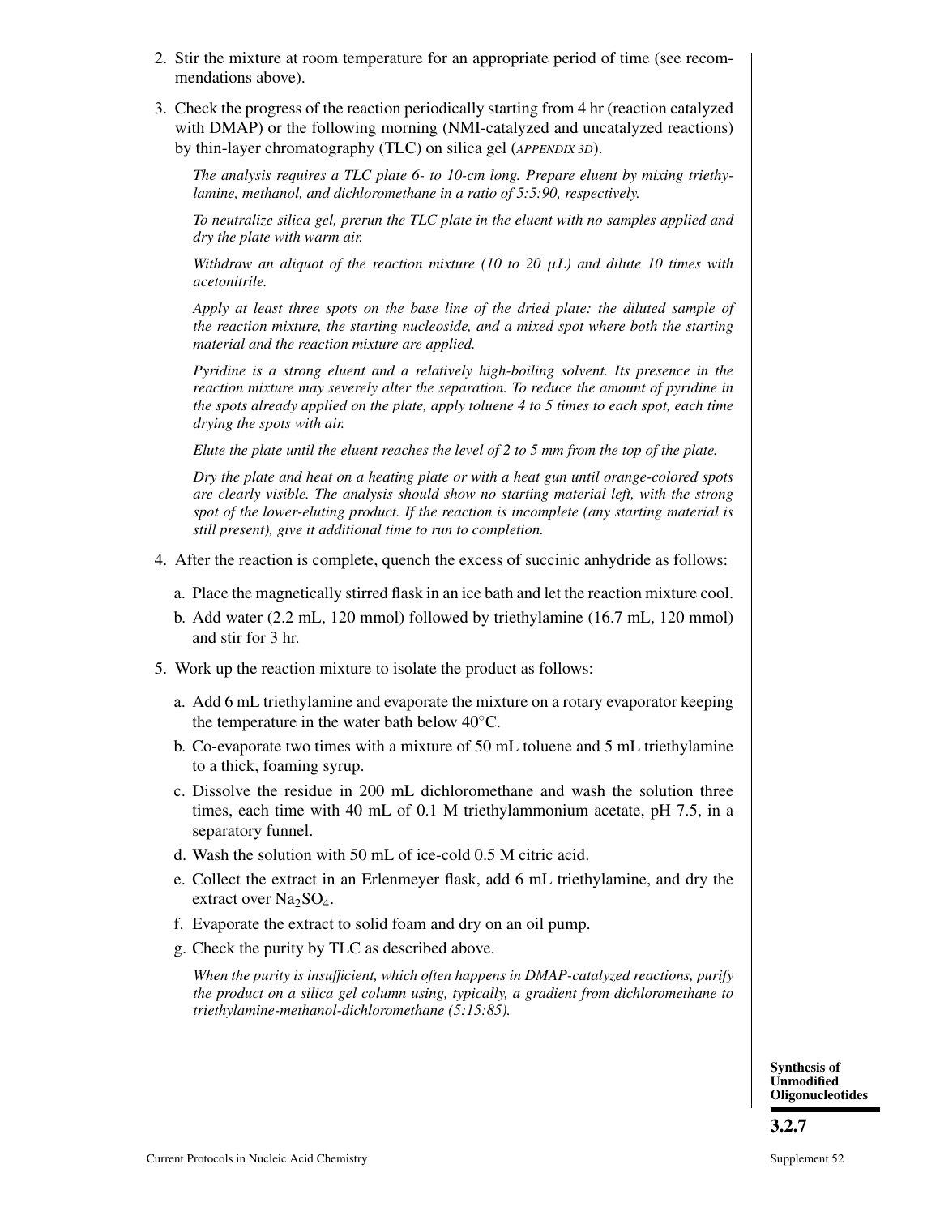2. Stir the mixture at room temperature for an appropriate period of time (see recommendations above).

3. Check the progress of the reaction periodically starting from 4 hr (reaction catalyzed with DMAP) or the following morning (NMI-catalyzed and uncatalyzed reactions) by thin-layer chromatography (TLC) on silica gel (*APPENDIX 3D*).

   *The analysis requires a TLC plate 6- to 10-cm long. Prepare eluent by mixing triethylamine, methanol, and dichloromethane in a ratio of 5:5:90, respectively.*

   *To neutralize silica gel, prerun the TLC plate in the eluent with no samples applied and dry the plate with warm air.*

   *Withdraw an aliquot of the reaction mixture (10 to 20 μL) and dilute 10 times with acetonitrile.*

   *Apply at least three spots on the base line of the dried plate: the diluted sample of the reaction mixture, the starting nucleoside, and a mixed spot where both the starting material and the reaction mixture are applied.*

   *Pyridine is a strong eluent and a relatively high-boiling solvent. Its presence in the reaction mixture may severely alter the separation. To reduce the amount of pyridine in the spots already applied on the plate, apply toluene 4 to 5 times to each spot, each time drying the spots with air.*

   *Elute the plate until the eluent reaches the level of 2 to 5 mm from the top of the plate.*

   *Dry the plate and heat on a heating plate or with a heat gun until orange-colored spots are clearly visible. The analysis should show no starting material left, with the strong spot of the lower-eluting product. If the reaction is incomplete (any starting material is still present), give it additional time to run to completion.*

4. After the reaction is complete, quench the excess of succinic anhydride as follows:

   a. Place the magnetically stirred flask in an ice bath and let the reaction mixture cool.

   b. Add water (2.2 mL, 120 mmol) followed by triethylamine (16.7 mL, 120 mmol) and stir for 3 hr.

5. Work up the reaction mixture to isolate the product as follows:

   a. Add 6 mL triethylamine and evaporate the mixture on a rotary evaporator keeping the temperature in the water bath below 40°C.

   b. Co-evaporate two times with a mixture of 50 mL toluene and 5 mL triethylamine to a thick, foaming syrup.

   c. Dissolve the residue in 200 mL dichloromethane and wash the solution three times, each time with 40 mL of 0.1 M triethylammonium acetate, pH 7.5, in a separatory funnel.

   d. Wash the solution with 50 mL of ice-cold 0.5 M citric acid.

   e. Collect the extract in an Erlenmeyer flask, add 6 mL triethylamine, and dry the extract over $Na_2SO_4$.

   f. Evaporate the extract to solid foam and dry on an oil pump.

   g. Check the purity by TLC as described above.

   *When the purity is insufficient, which often happens in DMAP-catalyzed reactions, purify the product on a silica gel column using, typically, a gradient from dichloromethane to triethylamine-methanol-dichloromethane (5:15:85).*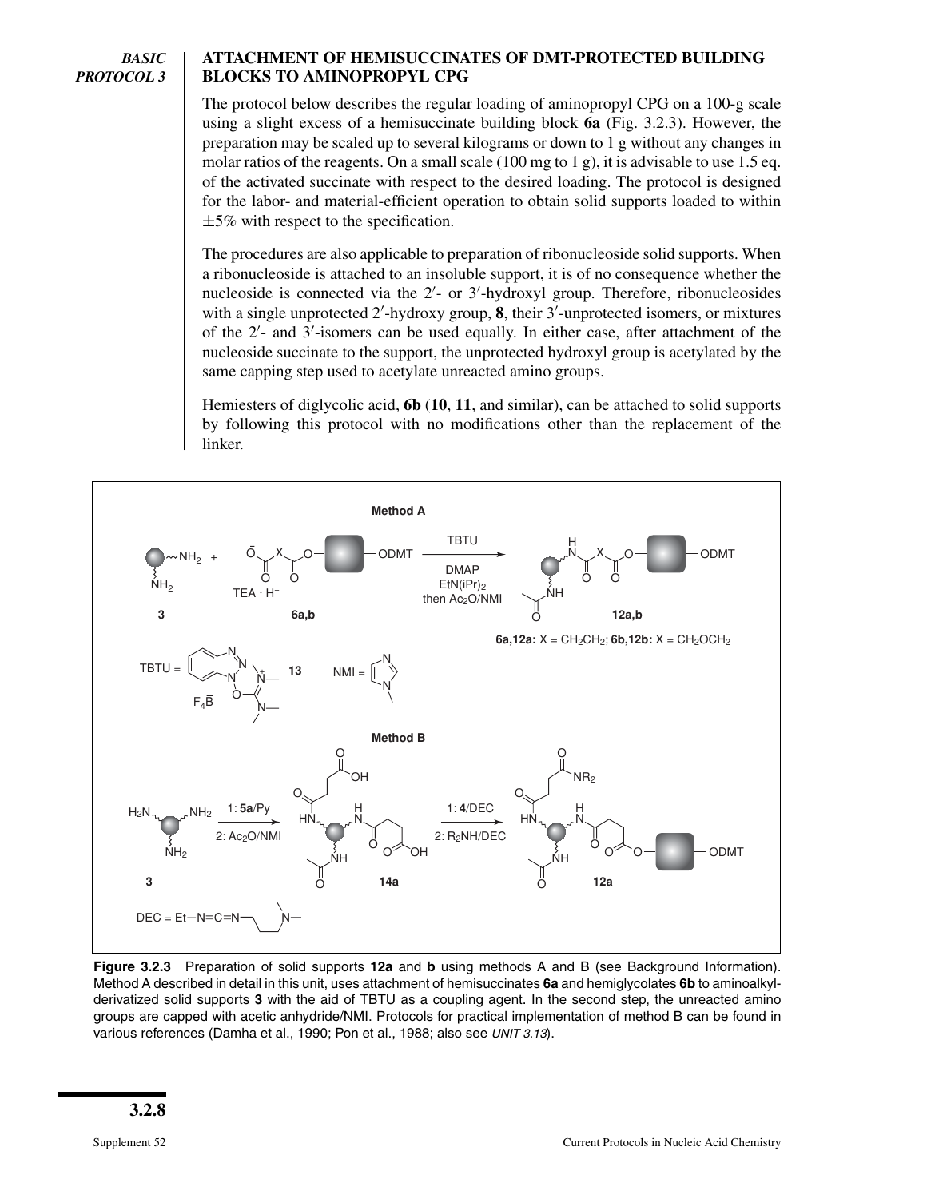*BASIC PROTOCOL 3*

## ATTACHMENT OF HEMISUCCINATES OF DMT-PROTECTED BUILDING BLOCKS TO AMINOPROPYL CPG

The protocol below describes the regular loading of aminopropyl CPG on a 100-g scale using a slight excess of a hemisuccinate building block **6a** (Fig. 3.2.3). However, the preparation may be scaled up to several kilograms or down to 1 g without any changes in molar ratios of the reagents. On a small scale (100 mg to 1 g), it is advisable to use 1.5 eq. of the activated succinate with respect to the desired loading. The protocol is designed for the labor- and material-efficient operation to obtain solid supports loaded to within ±5% with respect to the specification.

The procedures are also applicable to preparation of ribonucleoside solid supports. When a ribonucleoside is attached to an insoluble support, it is of no consequence whether the nucleoside is connected via the 2′- or 3′-hydroxyl group. Therefore, ribonucleosides with a single unprotected 2′-hydroxy group, **8**, their 3′-unprotected isomers, or mixtures of the 2′- and 3′-isomers can be used equally. In either case, after attachment of the nucleoside succinate to the support, the unprotected hydroxyl group is acetylated by the same capping step used to acetylate unreacted amino groups.

Hemiesters of diglycolic acid, **6b** (**10**, **11**, and similar), can be attached to solid supports by following this protocol with no modifications other than the replacement of the linker.

**Figure 3.2.3** Preparation of solid supports **12a** and **b** using methods A and B (see Background Information). Method A described in detail in this unit, uses attachment of hemisuccinates **6a** and hemiglycolates **6b** to aminoalkyl-derivatized solid supports **3** with the aid of TBTU as a coupling agent. In the second step, the unreacted amino groups are capped with acetic anhydride/NMI. Protocols for practical implementation of method B can be found in various references (Damha et al., 1990; Pon et al., 1988; also see *UNIT 3.13*).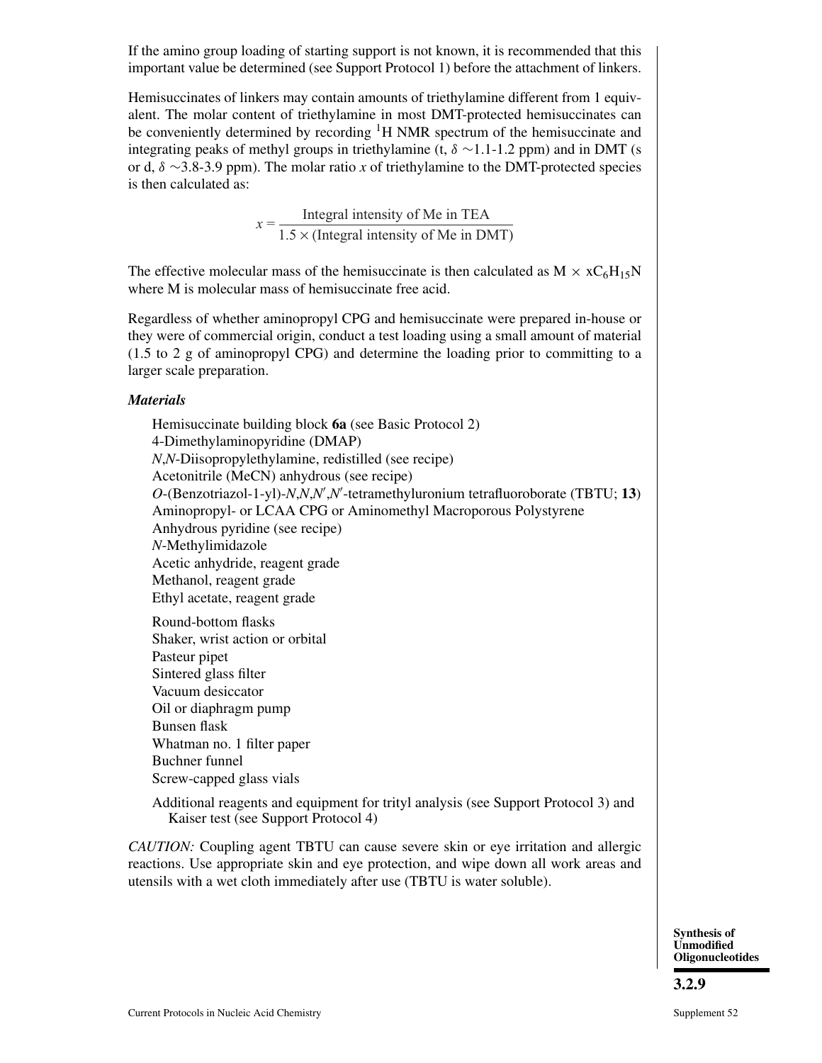If the amino group loading of starting support is not known, it is recommended that this important value be determined (see Support Protocol 1) before the attachment of linkers.

Hemisuccinates of linkers may contain amounts of triethylamine different from 1 equivalent. The molar content of triethylamine in most DMT-protected hemisuccinates can be conveniently determined by recording $^1$H NMR spectrum of the hemisuccinate and integrating peaks of methyl groups in triethylamine (t, $\delta$ ~1.1-1.2 ppm) and in DMT (s or d, $\delta$ ~3.8-3.9 ppm). The molar ratio $x$ of triethylamine to the DMT-protected species is then calculated as:

$$x = \frac{\text{Integral intensity of Me in TEA}}{1.5 \times (\text{Integral intensity of Me in DMT})}$$

The effective molecular mass of the hemisuccinate is then calculated as $M \times xC_6H_{15}N$ where M is molecular mass of hemisuccinate free acid.

Regardless of whether aminopropyl CPG and hemisuccinate were prepared in-house or they were of commercial origin, conduct a test loading using a small amount of material (1.5 to 2 g of aminopropyl CPG) and determine the loading prior to committing to a larger scale preparation.

### *Materials*

Hemisuccinate building block **6a** (see Basic Protocol 2)
4-Dimethylaminopyridine (DMAP)
*N*,*N*-Diisopropylethylamine, redistilled (see recipe)
Acetonitrile (MeCN) anhydrous (see recipe)
*O*-(Benzotriazol-1-yl)-*N*,*N*,*N*′,*N*′-tetramethyluronium tetrafluoroborate (TBTU; **13**)
Aminopropyl- or LCAA CPG or Aminomethyl Macroporous Polystyrene
Anhydrous pyridine (see recipe)
*N*-Methylimidazole
Acetic anhydride, reagent grade
Methanol, reagent grade
Ethyl acetate, reagent grade

Round-bottom flasks
Shaker, wrist action or orbital
Pasteur pipet
Sintered glass filter
Vacuum desiccator
Oil or diaphragm pump
Bunsen flask
Whatman no. 1 filter paper
Buchner funnel
Screw-capped glass vials

Additional reagents and equipment for trityl analysis (see Support Protocol 3) and Kaiser test (see Support Protocol 4)

*CAUTION:* Coupling agent TBTU can cause severe skin or eye irritation and allergic reactions. Use appropriate skin and eye protection, and wipe down all work areas and utensils with a wet cloth immediately after use (TBTU is water soluble).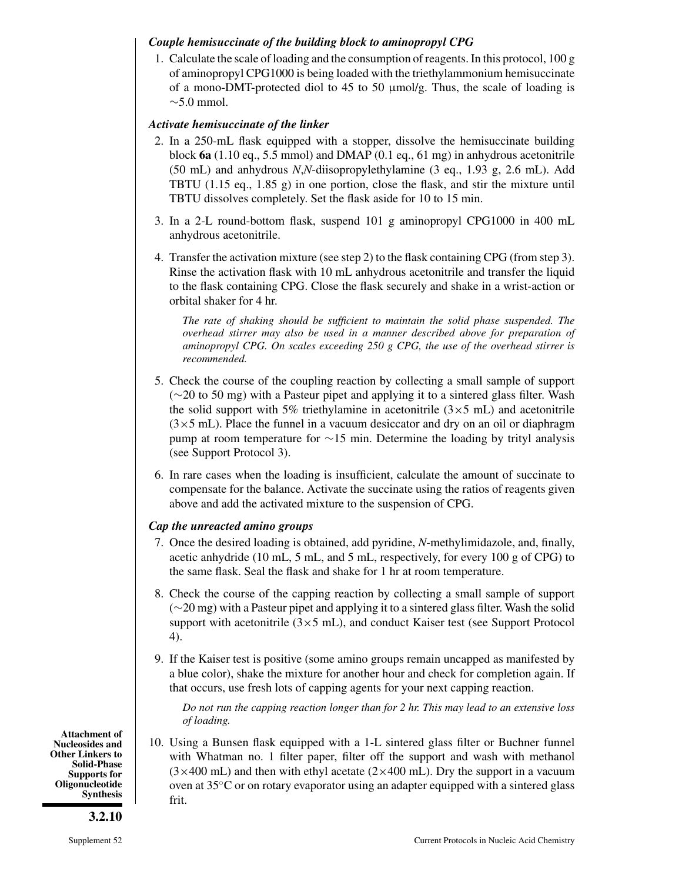### *Couple hemisuccinate of the building block to aminopropyl CPG*

1. Calculate the scale of loading and the consumption of reagents. In this protocol, 100 g of aminopropyl CPG1000 is being loaded with the triethylammonium hemisuccinate of a mono-DMT-protected diol to 45 to 50 μmol/g. Thus, the scale of loading is ~5.0 mmol.

### *Activate hemisuccinate of the linker*

2. In a 250-mL flask equipped with a stopper, dissolve the hemisuccinate building block **6a** (1.10 eq., 5.5 mmol) and DMAP (0.1 eq., 61 mg) in anhydrous acetonitrile (50 mL) and anhydrous *N*,*N*-diisopropylethylamine (3 eq., 1.93 g, 2.6 mL). Add TBTU (1.15 eq., 1.85 g) in one portion, close the flask, and stir the mixture until TBTU dissolves completely. Set the flask aside for 10 to 15 min.

3. In a 2-L round-bottom flask, suspend 101 g aminopropyl CPG1000 in 400 mL anhydrous acetonitrile.

4. Transfer the activation mixture (see step 2) to the flask containing CPG (from step 3). Rinse the activation flask with 10 mL anhydrous acetonitrile and transfer the liquid to the flask containing CPG. Close the flask securely and shake in a wrist-action or orbital shaker for 4 hr.

   *The rate of shaking should be sufficient to maintain the solid phase suspended. The overhead stirrer may also be used in a manner described above for preparation of aminopropyl CPG. On scales exceeding 250 g CPG, the use of the overhead stirrer is recommended.*

5. Check the course of the coupling reaction by collecting a small sample of support (~20 to 50 mg) with a Pasteur pipet and applying it to a sintered glass filter. Wash the solid support with 5% triethylamine in acetonitrile (3×5 mL) and acetonitrile (3×5 mL). Place the funnel in a vacuum desiccator and dry on an oil or diaphragm pump at room temperature for ~15 min. Determine the loading by trityl analysis (see Support Protocol 3).

6. In rare cases when the loading is insufficient, calculate the amount of succinate to compensate for the balance. Activate the succinate using the ratios of reagents given above and add the activated mixture to the suspension of CPG.

### *Cap the unreacted amino groups*

7. Once the desired loading is obtained, add pyridine, *N*-methylimidazole, and, finally, acetic anhydride (10 mL, 5 mL, and 5 mL, respectively, for every 100 g of CPG) to the same flask. Seal the flask and shake for 1 hr at room temperature.

8. Check the course of the capping reaction by collecting a small sample of support (~20 mg) with a Pasteur pipet and applying it to a sintered glass filter. Wash the solid support with acetonitrile (3×5 mL), and conduct Kaiser test (see Support Protocol 4).

9. If the Kaiser test is positive (some amino groups remain uncapped as manifested by a blue color), shake the mixture for another hour and check for completion again. If that occurs, use fresh lots of capping agents for your next capping reaction.

   *Do not run the capping reaction longer than for 2 hr. This may lead to an extensive loss of loading.*

10. Using a Bunsen flask equipped with a 1-L sintered glass filter or Buchner funnel with Whatman no. 1 filter paper, filter off the support and wash with methanol (3×400 mL) and then with ethyl acetate (2×400 mL). Dry the support in a vacuum oven at 35°C or on rotary evaporator using an adapter equipped with a sintered glass frit.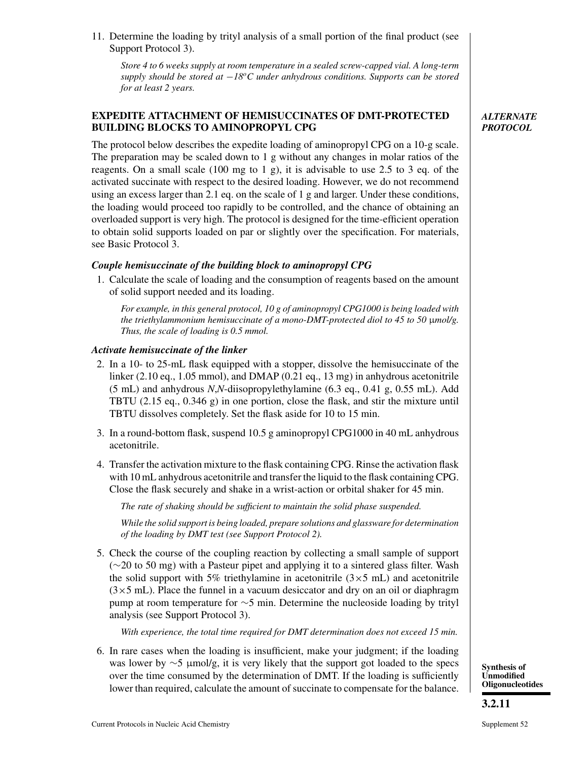11. Determine the loading by trityl analysis of a small portion of the final product (see Support Protocol 3).

    *Store 4 to 6 weeks supply at room temperature in a sealed screw-capped vial. A long-term supply should be stored at −18°C under anhydrous conditions. Supports can be stored for at least 2 years.*

## EXPEDITE ATTACHMENT OF HEMISUCCINATES OF DMT-PROTECTED BUILDING BLOCKS TO AMINOPROPYL CPG

***ALTERNATE PROTOCOL***

The protocol below describes the expedite loading of aminopropyl CPG on a 10-g scale. The preparation may be scaled down to 1 g without any changes in molar ratios of the reagents. On a small scale (100 mg to 1 g), it is advisable to use 2.5 to 3 eq. of the activated succinate with respect to the desired loading. However, we do not recommend using an excess larger than 2.1 eq. on the scale of 1 g and larger. Under these conditions, the loading would proceed too rapidly to be controlled, and the chance of obtaining an overloaded support is very high. The protocol is designed for the time-efficient operation to obtain solid supports loaded on par or slightly over the specification. For materials, see Basic Protocol 3.

### *Couple hemisuccinate of the building block to aminopropyl CPG*

1. Calculate the scale of loading and the consumption of reagents based on the amount of solid support needed and its loading.

   *For example, in this general protocol, 10 g of aminopropyl CPG1000 is being loaded with the triethylammonium hemisuccinate of a mono-DMT-protected diol to 45 to 50 μmol/g. Thus, the scale of loading is 0.5 mmol.*

### *Activate hemisuccinate of the linker*

2. In a 10- to 25-mL flask equipped with a stopper, dissolve the hemisuccinate of the linker (2.10 eq., 1.05 mmol), and DMAP (0.21 eq., 13 mg) in anhydrous acetonitrile (5 mL) and anhydrous *N*,*N*-diisopropylethylamine (6.3 eq., 0.41 g, 0.55 mL). Add TBTU (2.15 eq., 0.346 g) in one portion, close the flask, and stir the mixture until TBTU dissolves completely. Set the flask aside for 10 to 15 min.

3. In a round-bottom flask, suspend 10.5 g aminopropyl CPG1000 in 40 mL anhydrous acetonitrile.

4. Transfer the activation mixture to the flask containing CPG. Rinse the activation flask with 10 mL anhydrous acetonitrile and transfer the liquid to the flask containing CPG. Close the flask securely and shake in a wrist-action or orbital shaker for 45 min.

   *The rate of shaking should be sufficient to maintain the solid phase suspended.*

   *While the solid support is being loaded, prepare solutions and glassware for determination of the loading by DMT test (see Support Protocol 2).*

5. Check the course of the coupling reaction by collecting a small sample of support (∼20 to 50 mg) with a Pasteur pipet and applying it to a sintered glass filter. Wash the solid support with 5% triethylamine in acetonitrile (3×5 mL) and acetonitrile (3×5 mL). Place the funnel in a vacuum desiccator and dry on an oil or diaphragm pump at room temperature for ∼5 min. Determine the nucleoside loading by trityl analysis (see Support Protocol 3).

   *With experience, the total time required for DMT determination does not exceed 15 min.*

6. In rare cases when the loading is insufficient, make your judgment; if the loading was lower by ∼5 μmol/g, it is very likely that the support got loaded to the specs over the time consumed by the determination of DMT. If the loading is sufficiently lower than required, calculate the amount of succinate to compensate for the balance.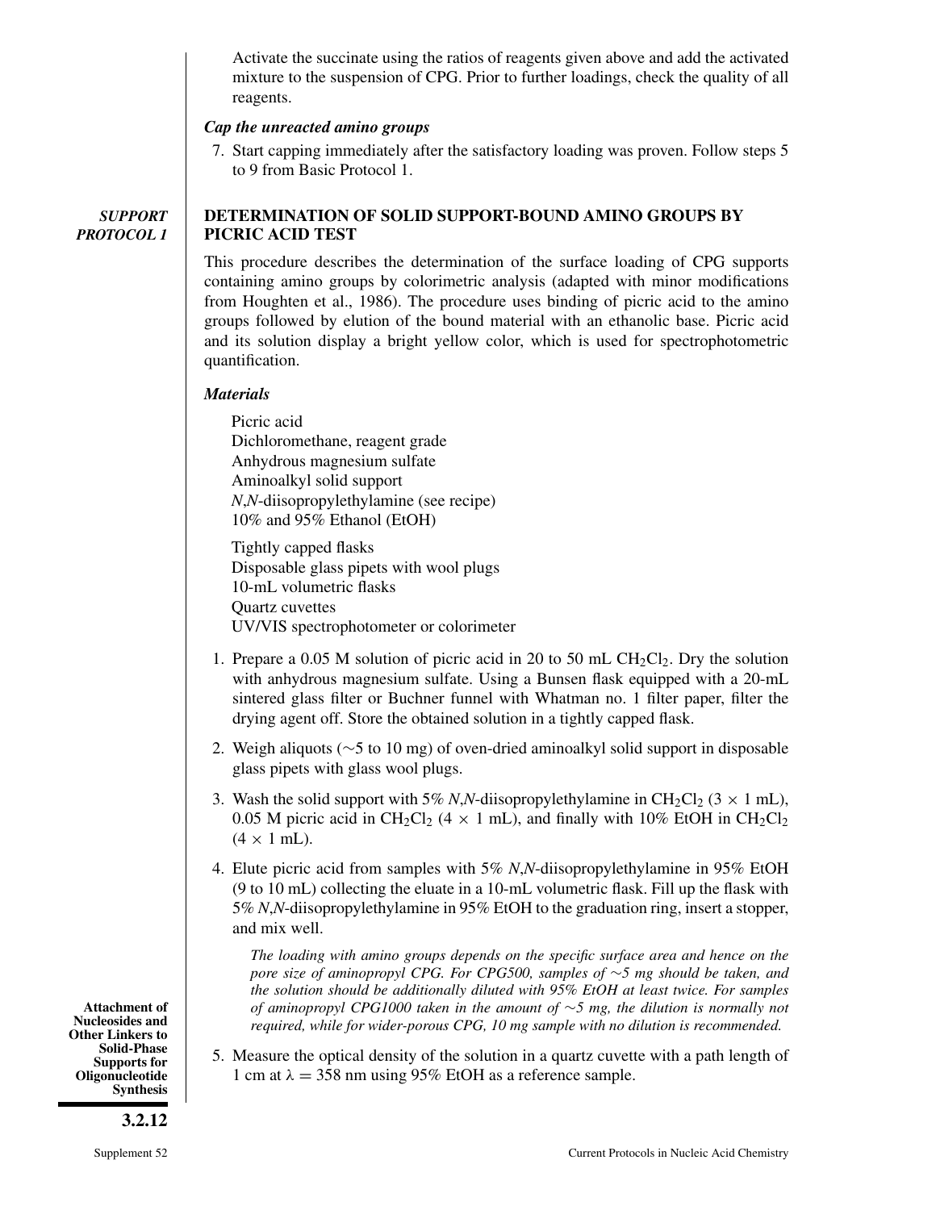Activate the succinate using the ratios of reagents given above and add the activated mixture to the suspension of CPG. Prior to further loadings, check the quality of all reagents.

### *Cap the unreacted amino groups*

7. Start capping immediately after the satisfactory loading was proven. Follow steps 5 to 9 from Basic Protocol 1.

***SUPPORT PROTOCOL 1***

## DETERMINATION OF SOLID SUPPORT-BOUND AMINO GROUPS BY PICRIC ACID TEST

This procedure describes the determination of the surface loading of CPG supports containing amino groups by colorimetric analysis (adapted with minor modifications from Houghten et al., 1986). The procedure uses binding of picric acid to the amino groups followed by elution of the bound material with an ethanolic base. Picric acid and its solution display a bright yellow color, which is used for spectrophotometric quantification.

### *Materials*

Picric acid
Dichloromethane, reagent grade
Anhydrous magnesium sulfate
Aminoalkyl solid support
*N*,*N*-diisopropylethylamine (see recipe)
10% and 95% Ethanol (EtOH)

Tightly capped flasks
Disposable glass pipets with wool plugs
10-mL volumetric flasks
Quartz cuvettes
UV/VIS spectrophotometer or colorimeter

1. Prepare a 0.05 M solution of picric acid in 20 to 50 mL $CH_2Cl_2$. Dry the solution with anhydrous magnesium sulfate. Using a Bunsen flask equipped with a 20-mL sintered glass filter or Buchner funnel with Whatman no. 1 filter paper, filter the drying agent off. Store the obtained solution in a tightly capped flask.

2. Weigh aliquots (~5 to 10 mg) of oven-dried aminoalkyl solid support in disposable glass pipets with glass wool plugs.

3. Wash the solid support with 5% *N*,*N*-diisopropylethylamine in $CH_2Cl_2$ (3 × 1 mL), 0.05 M picric acid in $CH_2Cl_2$ (4 × 1 mL), and finally with 10% EtOH in $CH_2Cl_2$ (4 × 1 mL).

4. Elute picric acid from samples with 5% *N*,*N*-diisopropylethylamine in 95% EtOH (9 to 10 mL) collecting the eluate in a 10-mL volumetric flask. Fill up the flask with 5% *N*,*N*-diisopropylethylamine in 95% EtOH to the graduation ring, insert a stopper, and mix well.

   *The loading with amino groups depends on the specific surface area and hence on the pore size of aminopropyl CPG. For CPG500, samples of ~5 mg should be taken, and the solution should be additionally diluted with 95% EtOH at least twice. For samples of aminopropyl CPG1000 taken in the amount of ~5 mg, the dilution is normally not required, while for wider-porous CPG, 10 mg sample with no dilution is recommended.*

5. Measure the optical density of the solution in a quartz cuvette with a path length of 1 cm at $\lambda = 358$ nm using 95% EtOH as a reference sample.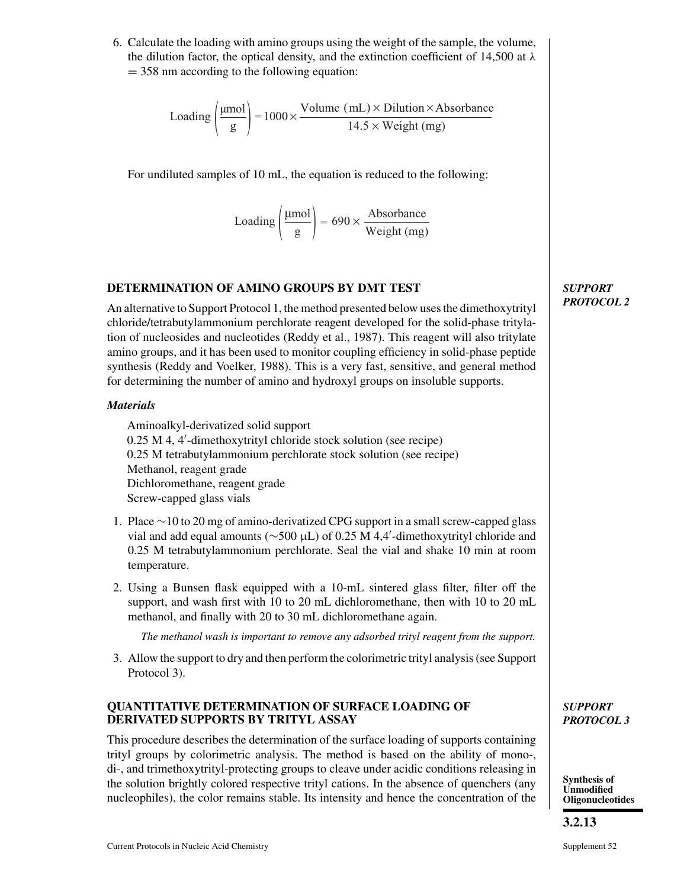6. Calculate the loading with amino groups using the weight of the sample, the volume, the dilution factor, the optical density, and the extinction coefficient of 14,500 at $\lambda = 358$ nm according to the following equation:

$$\text{Loading}\left(\frac{\mu\text{mol}}{\text{g}}\right) = 1000 \times \frac{\text{Volume (mL)} \times \text{Dilution} \times \text{Absorbance}}{14.5 \times \text{Weight (mg)}}$$

For undiluted samples of 10 mL, the equation is reduced to the following:

$$\text{Loading}\left(\frac{\mu\text{mol}}{\text{g}}\right) = 690 \times \frac{\text{Absorbance}}{\text{Weight (mg)}}$$

## DETERMINATION OF AMINO GROUPS BY DMT TEST

***SUPPORT PROTOCOL 2***

An alternative to Support Protocol 1, the method presented below uses the dimethoxytrityl chloride/tetrabutylammonium perchlorate reagent developed for the solid-phase tritylation of nucleosides and nucleotides (Reddy et al., 1987). This reagent will also tritylate amino groups, and it has been used to monitor coupling efficiency in solid-phase peptide synthesis (Reddy and Voelker, 1988). This is a very fast, sensitive, and general method for determining the number of amino and hydroxyl groups on insoluble supports.

### *Materials*

Aminoalkyl-derivatized solid support
0.25 M 4, 4′-dimethoxytrityl chloride stock solution (see recipe)
0.25 M tetrabutylammonium perchlorate stock solution (see recipe)
Methanol, reagent grade
Dichloromethane, reagent grade
Screw-capped glass vials

1. Place ~10 to 20 mg of amino-derivatized CPG support in a small screw-capped glass vial and add equal amounts (~500 µL) of 0.25 M 4,4′-dimethoxytrityl chloride and 0.25 M tetrabutylammonium perchlorate. Seal the vial and shake 10 min at room temperature.

2. Using a Bunsen flask equipped with a 10-mL sintered glass filter, filter off the support, and wash first with 10 to 20 mL dichloromethane, then with 10 to 20 mL methanol, and finally with 20 to 30 mL dichloromethane again.

   *The methanol wash is important to remove any adsorbed trityl reagent from the support.*

3. Allow the support to dry and then perform the colorimetric trityl analysis (see Support Protocol 3).

## QUANTITATIVE DETERMINATION OF SURFACE LOADING OF DERIVATED SUPPORTS BY TRITYL ASSAY

***SUPPORT PROTOCOL 3***

This procedure describes the determination of the surface loading of supports containing trityl groups by colorimetric analysis. The method is based on the ability of mono-, di-, and trimethoxytrityl-protecting groups to cleave under acidic conditions releasing in the solution brightly colored respective trityl cations. In the absence of quenchers (any nucleophiles), the color remains stable. Its intensity and hence the concentration of the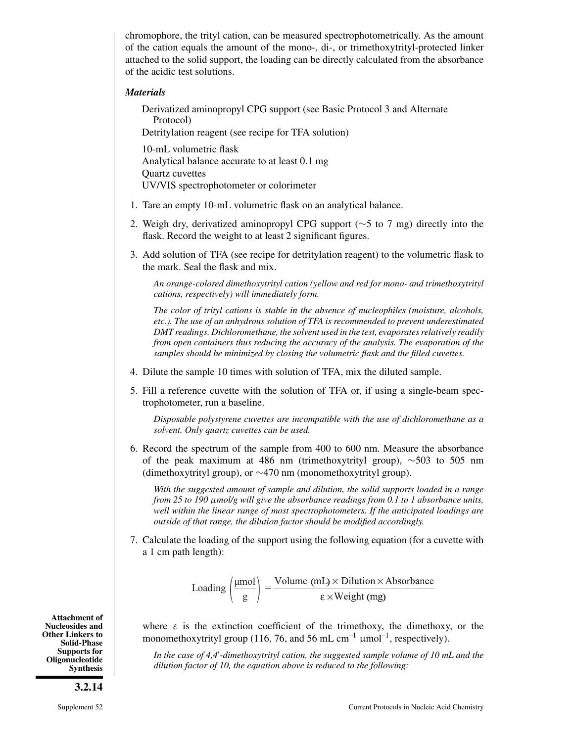chromophore, the trityl cation, can be measured spectrophotometrically. As the amount of the cation equals the amount of the mono-, di-, or trimethoxytrityl-protected linker attached to the solid support, the loading can be directly calculated from the absorbance of the acidic test solutions.

***Materials***

Derivatized aminopropyl CPG support (see Basic Protocol 3 and Alternate Protocol)
Detritylation reagent (see recipe for TFA solution)

10-mL volumetric flask
Analytical balance accurate to at least 0.1 mg
Quartz cuvettes
UV/VIS spectrophotometer or colorimeter

1. Tare an empty 10-mL volumetric flask on an analytical balance.

2. Weigh dry, derivatized aminopropyl CPG support (~5 to 7 mg) directly into the flask. Record the weight to at least 2 significant figures.

3. Add solution of TFA (see recipe for detritylation reagent) to the volumetric flask to the mark. Seal the flask and mix.

   *An orange-colored dimethoxytrityl cation (yellow and red for mono- and trimethoxytrityl cations, respectively) will immediately form.*

   *The color of trityl cations is stable in the absence of nucleophiles (moisture, alcohols, etc.). The use of an anhydrous solution of TFA is recommended to prevent underestimated DMT readings. Dichloromethane, the solvent used in the test, evaporates relatively readily from open containers thus reducing the accuracy of the analysis. The evaporation of the samples should be minimized by closing the volumetric flask and the filled cuvettes.*

4. Dilute the sample 10 times with solution of TFA, mix the diluted sample.

5. Fill a reference cuvette with the solution of TFA or, if using a single-beam spectrophotometer, run a baseline.

   *Disposable polystyrene cuvettes are incompatible with the use of dichloromethane as a solvent. Only quartz cuvettes can be used.*

6. Record the spectrum of the sample from 400 to 600 nm. Measure the absorbance of the peak maximum at 486 nm (trimethoxytrityl group), ~503 to 505 nm (dimethoxytrityl group), or ~470 nm (monomethoxytrityl group).

   *With the suggested amount of sample and dilution, the solid supports loaded in a range from 25 to 190 μmol/g will give the absorbance readings from 0.1 to 1 absorbance units, well within the linear range of most spectrophotometers. If the anticipated loadings are outside of that range, the dilution factor should be modified accordingly.*

7. Calculate the loading of the support using the following equation (for a cuvette with a 1 cm path length):

$$\text{Loading}\left(\frac{\mu\text{mol}}{\text{g}}\right) = \frac{\text{Volume (mL)} \times \text{Dilution} \times \text{Absorbance}}{\varepsilon \times \text{Weight (mg)}}$$

   where $\varepsilon$ is the extinction coefficient of the trimethoxy, the dimethoxy, or the monomethoxytrityl group (116, 76, and 56 mL $\text{cm}^{-1}$ $\mu\text{mol}^{-1}$, respectively).

   *In the case of 4,4′-dimethoxytrityl cation, the suggested sample volume of 10 mL and the dilution factor of 10, the equation above is reduced to the following:*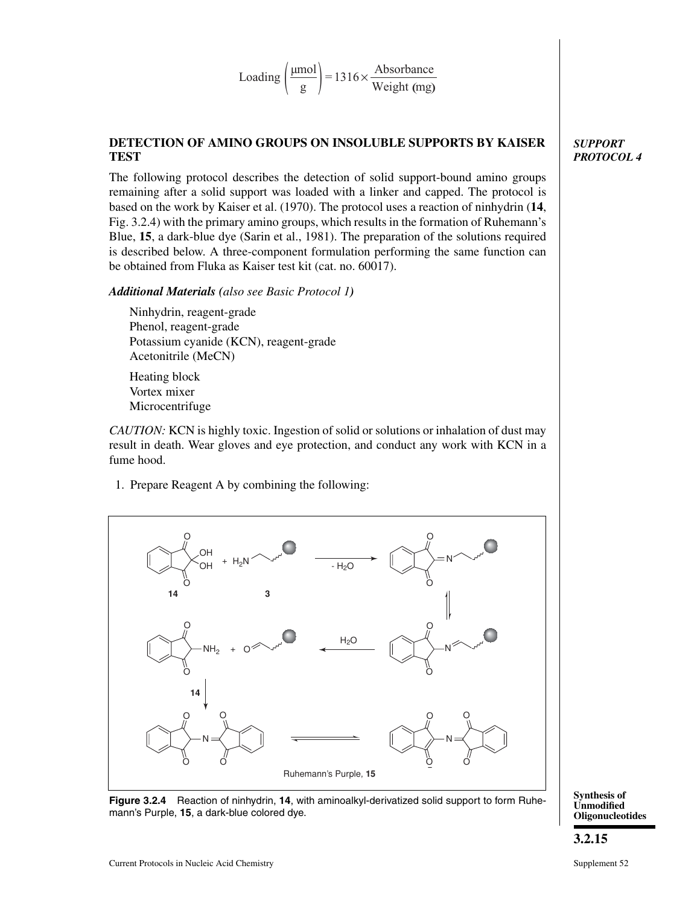$$\text{Loading}\left(\frac{\mu\text{mol}}{\text{g}}\right) = 1316 \times \frac{\text{Absorbance}}{\text{Weight (mg)}}$$

## DETECTION OF AMINO GROUPS ON INSOLUBLE SUPPORTS BY KAISER TEST

*SUPPORT PROTOCOL 4*

The following protocol describes the detection of solid support-bound amino groups remaining after a solid support was loaded with a linker and capped. The protocol is based on the work by Kaiser et al. (1970). The protocol uses a reaction of ninhydrin (**14**, Fig. 3.2.4) with the primary amino groups, which results in the formation of Ruhemann's Blue, **15**, a dark-blue dye (Sarin et al., 1981). The preparation of the solutions required is described below. A three-component formulation performing the same function can be obtained from Fluka as Kaiser test kit (cat. no. 60017).

***Additional Materials** (also see Basic Protocol 1)*

Ninhydrin, reagent-grade
Phenol, reagent-grade
Potassium cyanide (KCN), reagent-grade
Acetonitrile (MeCN)

Heating block
Vortex mixer
Microcentrifuge

*CAUTION:* KCN is highly toxic. Ingestion of solid or solutions or inhalation of dust may result in death. Wear gloves and eye protection, and conduct any work with KCN in a fume hood.

1. Prepare Reagent A by combining the following:

**Figure 3.2.4** Reaction of ninhydrin, **14**, with aminoalkyl-derivatized solid support to form Ruhemann's Purple, **15**, a dark-blue colored dye.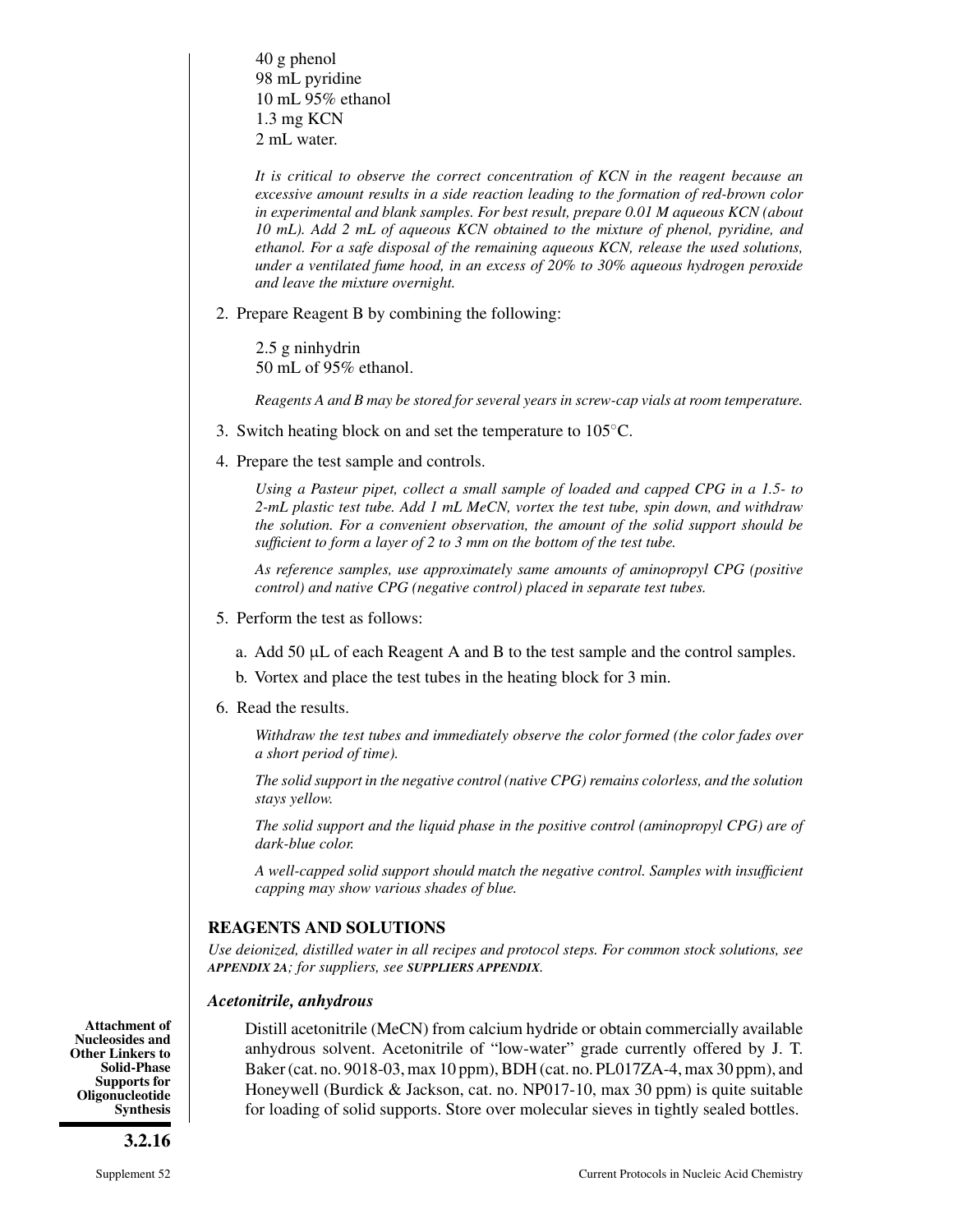40 g phenol
98 mL pyridine
10 mL 95% ethanol
1.3 mg KCN
2 mL water.

*It is critical to observe the correct concentration of KCN in the reagent because an excessive amount results in a side reaction leading to the formation of red-brown color in experimental and blank samples. For best result, prepare 0.01 M aqueous KCN (about 10 mL). Add 2 mL of aqueous KCN obtained to the mixture of phenol, pyridine, and ethanol. For a safe disposal of the remaining aqueous KCN, release the used solutions, under a ventilated fume hood, in an excess of 20% to 30% aqueous hydrogen peroxide and leave the mixture overnight.*

2. Prepare Reagent B by combining the following:

   2.5 g ninhydrin
   50 mL of 95% ethanol.

   *Reagents A and B may be stored for several years in screw-cap vials at room temperature.*

3. Switch heating block on and set the temperature to 105°C.

4. Prepare the test sample and controls.

   *Using a Pasteur pipet, collect a small sample of loaded and capped CPG in a 1.5- to 2-mL plastic test tube. Add 1 mL MeCN, vortex the test tube, spin down, and withdraw the solution. For a convenient observation, the amount of the solid support should be sufficient to form a layer of 2 to 3 mm on the bottom of the test tube.*

   *As reference samples, use approximately same amounts of aminopropyl CPG (positive control) and native CPG (negative control) placed in separate test tubes.*

5. Perform the test as follows:

   a. Add 50 μL of each Reagent A and B to the test sample and the control samples.

   b. Vortex and place the test tubes in the heating block for 3 min.

6. Read the results.

   *Withdraw the test tubes and immediately observe the color formed (the color fades over a short period of time).*

   *The solid support in the negative control (native CPG) remains colorless, and the solution stays yellow.*

   *The solid support and the liquid phase in the positive control (aminopropyl CPG) are of dark-blue color.*

   *A well-capped solid support should match the negative control. Samples with insufficient capping may show various shades of blue.*

## REAGENTS AND SOLUTIONS

*Use deionized, distilled water in all recipes and protocol steps. For common stock solutions, see* ***APPENDIX 2A****; for suppliers, see* ***SUPPLIERS APPENDIX****.*

### *Acetonitrile, anhydrous*

Distill acetonitrile (MeCN) from calcium hydride or obtain commercially available anhydrous solvent. Acetonitrile of "low-water" grade currently offered by J. T. Baker (cat. no. 9018-03, max 10 ppm), BDH (cat. no. PL017ZA-4, max 30 ppm), and Honeywell (Burdick & Jackson, cat. no. NP017-10, max 30 ppm) is quite suitable for loading of solid supports. Store over molecular sieves in tightly sealed bottles.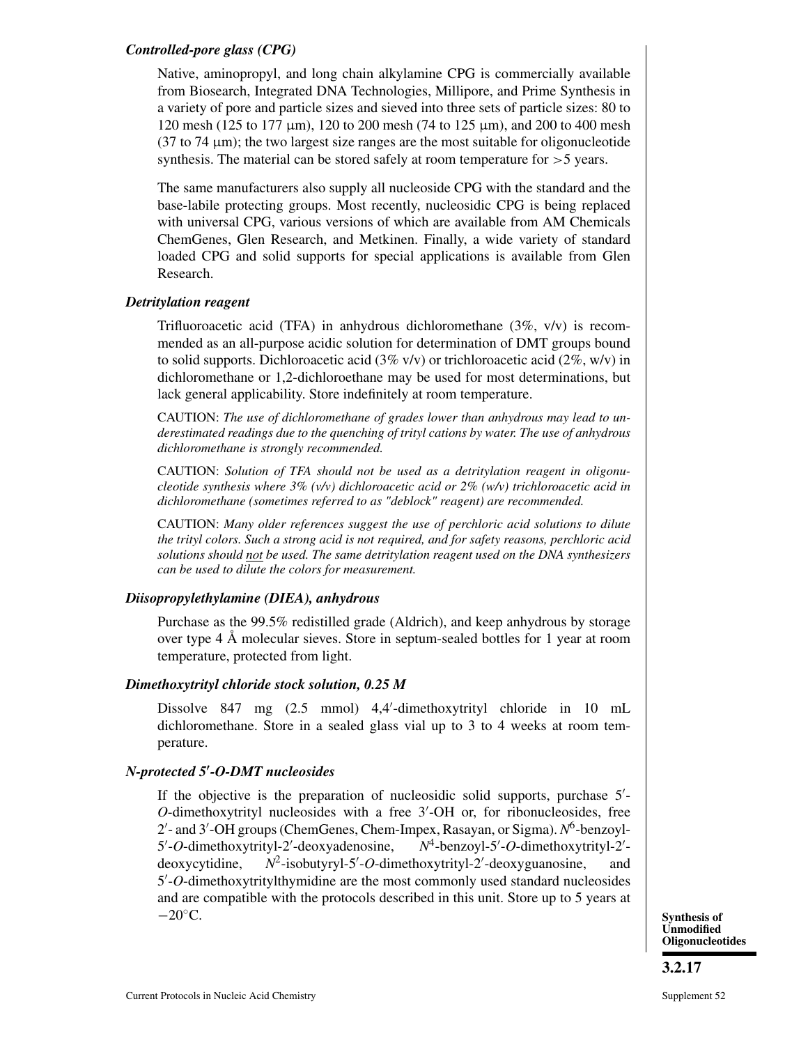### *Controlled-pore glass (CPG)*

Native, aminopropyl, and long chain alkylamine CPG is commercially available from Biosearch, Integrated DNA Technologies, Millipore, and Prime Synthesis in a variety of pore and particle sizes and sieved into three sets of particle sizes: 80 to 120 mesh (125 to 177 μm), 120 to 200 mesh (74 to 125 μm), and 200 to 400 mesh (37 to 74 μm); the two largest size ranges are the most suitable for oligonucleotide synthesis. The material can be stored safely at room temperature for >5 years.

The same manufacturers also supply all nucleoside CPG with the standard and the base-labile protecting groups. Most recently, nucleosidic CPG is being replaced with universal CPG, various versions of which are available from AM Chemicals ChemGenes, Glen Research, and Metkinen. Finally, a wide variety of standard loaded CPG and solid supports for special applications is available from Glen Research.

### *Detritylation reagent*

Trifluoroacetic acid (TFA) in anhydrous dichloromethane (3%, v/v) is recommended as an all-purpose acidic solution for determination of DMT groups bound to solid supports. Dichloroacetic acid (3% v/v) or trichloroacetic acid (2%, w/v) in dichloromethane or 1,2-dichloroethane may be used for most determinations, but lack general applicability. Store indefinitely at room temperature.

CAUTION: *The use of dichloromethane of grades lower than anhydrous may lead to underestimated readings due to the quenching of trityl cations by water. The use of anhydrous dichloromethane is strongly recommended.*

CAUTION: *Solution of TFA should not be used as a detritylation reagent in oligonucleotide synthesis where 3% (v/v) dichloroacetic acid or 2% (w/v) trichloroacetic acid in dichloromethane (sometimes referred to as "deblock" reagent) are recommended.*

CAUTION: *Many older references suggest the use of perchloric acid solutions to dilute the trityl colors. Such a strong acid is not required, and for safety reasons, perchloric acid solutions should not be used. The same detritylation reagent used on the DNA synthesizers can be used to dilute the colors for measurement.*

### *Diisopropylethylamine (DIEA), anhydrous*

Purchase as the 99.5% redistilled grade (Aldrich), and keep anhydrous by storage over type 4 Å molecular sieves. Store in septum-sealed bottles for 1 year at room temperature, protected from light.

### *Dimethoxytrityl chloride stock solution, 0.25 M*

Dissolve 847 mg (2.5 mmol) 4,4′-dimethoxytrityl chloride in 10 mL dichloromethane. Store in a sealed glass vial up to 3 to 4 weeks at room temperature.

### *N-protected 5′-O-DMT nucleosides*

If the objective is the preparation of nucleosidic solid supports, purchase 5′-*O*-dimethoxytrityl nucleosides with a free 3′-OH or, for ribonucleosides, free 2′- and 3′-OH groups (ChemGenes, Chem-Impex, Rasayan, or Sigma). $N^6$-benzoyl-5′-*O*-dimethoxytrityl-2′-deoxyadenosine, $N^4$-benzoyl-5′-*O*-dimethoxytrityl-2′-deoxycytidine, $N^2$-isobutyryl-5′-*O*-dimethoxytrityl-2′-deoxyguanosine, and 5′-*O*-dimethoxytritylthymidine are the most commonly used standard nucleosides and are compatible with the protocols described in this unit. Store up to 5 years at −20°C.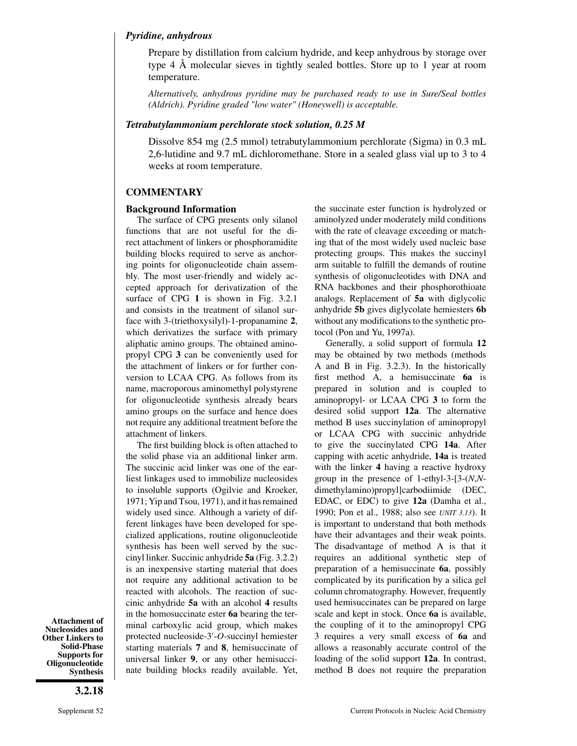### *Pyridine, anhydrous*

Prepare by distillation from calcium hydride, and keep anhydrous by storage over type 4 Å molecular sieves in tightly sealed bottles. Store up to 1 year at room temperature.

*Alternatively, anhydrous pyridine may be purchased ready to use in Sure/Seal bottles (Aldrich). Pyridine graded "low water" (Honeywell) is acceptable.*

### *Tetrabutylammonium perchlorate stock solution, 0.25 M*

Dissolve 854 mg (2.5 mmol) tetrabutylammonium perchlorate (Sigma) in 0.3 mL 2,6-lutidine and 9.7 mL dichloromethane. Store in a sealed glass vial up to 3 to 4 weeks at room temperature.

## COMMENTARY

### Background Information

The surface of CPG presents only silanol functions that are not useful for the direct attachment of linkers or phosphoramidite building blocks required to serve as anchoring points for oligonucleotide chain assembly. The most user-friendly and widely accepted approach for derivatization of the surface of CPG **1** is shown in Fig. 3.2.1 and consists in the treatment of silanol surface with 3-(triethoxysilyl)-1-propanamine **2**, which derivatizes the surface with primary aliphatic amino groups. The obtained aminopropyl CPG **3** can be conveniently used for the attachment of linkers or for further conversion to LCAA CPG. As follows from its name, macroporous aminomethyl polystyrene for oligonucleotide synthesis already bears amino groups on the surface and hence does not require any additional treatment before the attachment of linkers.

The first building block is often attached to the solid phase via an additional linker arm. The succinic acid linker was one of the earliest linkages used to immobilize nucleosides to insoluble supports (Ogilvie and Kroeker, 1971; Yip and Tsou, 1971), and it has remained widely used since. Although a variety of different linkages have been developed for specialized applications, routine oligonucleotide synthesis has been well served by the succinyl linker. Succinic anhydride **5a** (Fig. 3.2.2) is an inexpensive starting material that does not require any additional activation to be reacted with alcohols. The reaction of succinic anhydride **5a** with an alcohol **4** results in the homosuccinate ester **6a** bearing the terminal carboxylic acid group, which makes protected nucleoside-3′-*O*-succinyl hemiester starting materials **7** and **8**, hemisuccinate of universal linker **9**, or any other hemisuccinate building blocks readily available. Yet, the succinate ester function is hydrolyzed or aminolyzed under moderately mild conditions with the rate of cleavage exceeding or matching that of the most widely used nucleic base protecting groups. This makes the succinyl arm suitable to fulfill the demands of routine synthesis of oligonucleotides with DNA and RNA backbones and their phosphorothioate analogs. Replacement of **5a** with diglycolic anhydride **5b** gives diglycolate hemiesters **6b** without any modifications to the synthetic protocol (Pon and Yu, 1997a).

Generally, a solid support of formula **12** may be obtained by two methods (methods A and B in Fig. 3.2.3). In the historically first method A, a hemisuccinate **6a** is prepared in solution and is coupled to aminopropyl- or LCAA CPG **3** to form the desired solid support **12a**. The alternative method B uses succinylation of aminopropyl or LCAA CPG with succinic anhydride to give the succinylated CPG **14a**. After capping with acetic anhydride, **14a** is treated with the linker **4** having a reactive hydroxy group in the presence of 1-ethyl-3-[3-(*N*,*N*-dimethylamino)propyl]carbodiimide (DEC, EDAC, or EDC) to give **12a** (Damha et al., 1990; Pon et al., 1988; also see *UNIT 3.13*). It is important to understand that both methods have their advantages and their weak points. The disadvantage of method A is that it requires an additional synthetic step of preparation of a hemisuccinate **6a**, possibly complicated by its purification by a silica gel column chromatography. However, frequently used hemisuccinates can be prepared on large scale and kept in stock. Once **6a** is available, the coupling of it to the aminopropyl CPG 3 requires a very small excess of **6a** and allows a reasonably accurate control of the loading of the solid support **12a**. In contrast, method B does not require the preparation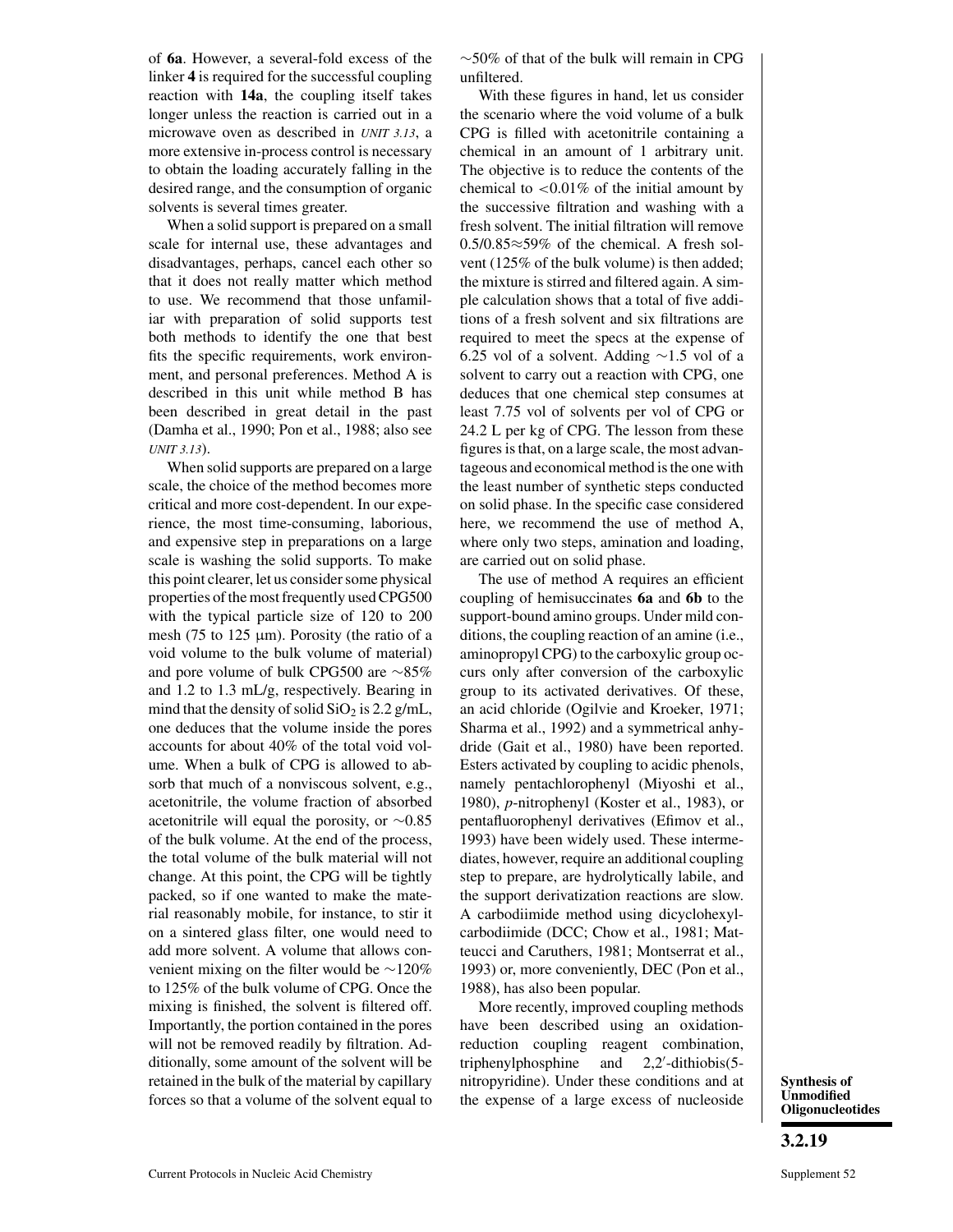of **6a**. However, a several-fold excess of the linker **4** is required for the successful coupling reaction with **14a**, the coupling itself takes longer unless the reaction is carried out in a microwave oven as described in *UNIT 3.13*, a more extensive in-process control is necessary to obtain the loading accurately falling in the desired range, and the consumption of organic solvents is several times greater.

When a solid support is prepared on a small scale for internal use, these advantages and disadvantages, perhaps, cancel each other so that it does not really matter which method to use. We recommend that those unfamiliar with preparation of solid supports test both methods to identify the one that best fits the specific requirements, work environment, and personal preferences. Method A is described in this unit while method B has been described in great detail in the past (Damha et al., 1990; Pon et al., 1988; also see *UNIT 3.13*).

When solid supports are prepared on a large scale, the choice of the method becomes more critical and more cost-dependent. In our experience, the most time-consuming, laborious, and expensive step in preparations on a large scale is washing the solid supports. To make this point clearer, let us consider some physical properties of the most frequently used CPG500 with the typical particle size of 120 to 200 mesh (75 to 125 μm). Porosity (the ratio of a void volume to the bulk volume of material) and pore volume of bulk CPG500 are ~85% and 1.2 to 1.3 mL/g, respectively. Bearing in mind that the density of solid $SiO_2$ is 2.2 g/mL, one deduces that the volume inside the pores accounts for about 40% of the total void volume. When a bulk of CPG is allowed to absorb that much of a nonviscous solvent, e.g., acetonitrile, the volume fraction of absorbed acetonitrile will equal the porosity, or ~0.85 of the bulk volume. At the end of the process, the total volume of the bulk material will not change. At this point, the CPG will be tightly packed, so if one wanted to make the material reasonably mobile, for instance, to stir it on a sintered glass filter, one would need to add more solvent. A volume that allows convenient mixing on the filter would be ~120% to 125% of the bulk volume of CPG. Once the mixing is finished, the solvent is filtered off. Importantly, the portion contained in the pores will not be removed readily by filtration. Additionally, some amount of the solvent will be retained in the bulk of the material by capillary forces so that a volume of the solvent equal to ~50% of that of the bulk will remain in CPG unfiltered.

With these figures in hand, let us consider the scenario where the void volume of a bulk CPG is filled with acetonitrile containing a chemical in an amount of 1 arbitrary unit. The objective is to reduce the contents of the chemical to <0.01% of the initial amount by the successive filtration and washing with a fresh solvent. The initial filtration will remove 0.5/0.85≈59% of the chemical. A fresh solvent (125% of the bulk volume) is then added; the mixture is stirred and filtered again. A simple calculation shows that a total of five additions of a fresh solvent and six filtrations are required to meet the specs at the expense of 6.25 vol of a solvent. Adding ~1.5 vol of a solvent to carry out a reaction with CPG, one deduces that one chemical step consumes at least 7.75 vol of solvents per vol of CPG or 24.2 L per kg of CPG. The lesson from these figures is that, on a large scale, the most advantageous and economical method is the one with the least number of synthetic steps conducted on solid phase. In the specific case considered here, we recommend the use of method A, where only two steps, amination and loading, are carried out on solid phase.

The use of method A requires an efficient coupling of hemisuccinates **6a** and **6b** to the support-bound amino groups. Under mild conditions, the coupling reaction of an amine (i.e., aminopropyl CPG) to the carboxylic group occurs only after conversion of the carboxylic group to its activated derivatives. Of these, an acid chloride (Ogilvie and Kroeker, 1971; Sharma et al., 1992) and a symmetrical anhydride (Gait et al., 1980) have been reported. Esters activated by coupling to acidic phenols, namely pentachlorophenyl (Miyoshi et al., 1980), *p*-nitrophenyl (Koster et al., 1983), or pentafluorophenyl derivatives (Efimov et al., 1993) have been widely used. These intermediates, however, require an additional coupling step to prepare, are hydrolytically labile, and the support derivatization reactions are slow. A carbodiimide method using dicyclohexylcarbodiimide (DCC; Chow et al., 1981; Matteucci and Caruthers, 1981; Montserrat et al., 1993) or, more conveniently, DEC (Pon et al., 1988), has also been popular.

More recently, improved coupling methods have been described using an oxidation-reduction coupling reagent combination, triphenylphosphine and 2,2′-dithiobis(5-nitropyridine). Under these conditions and at the expense of a large excess of nucleoside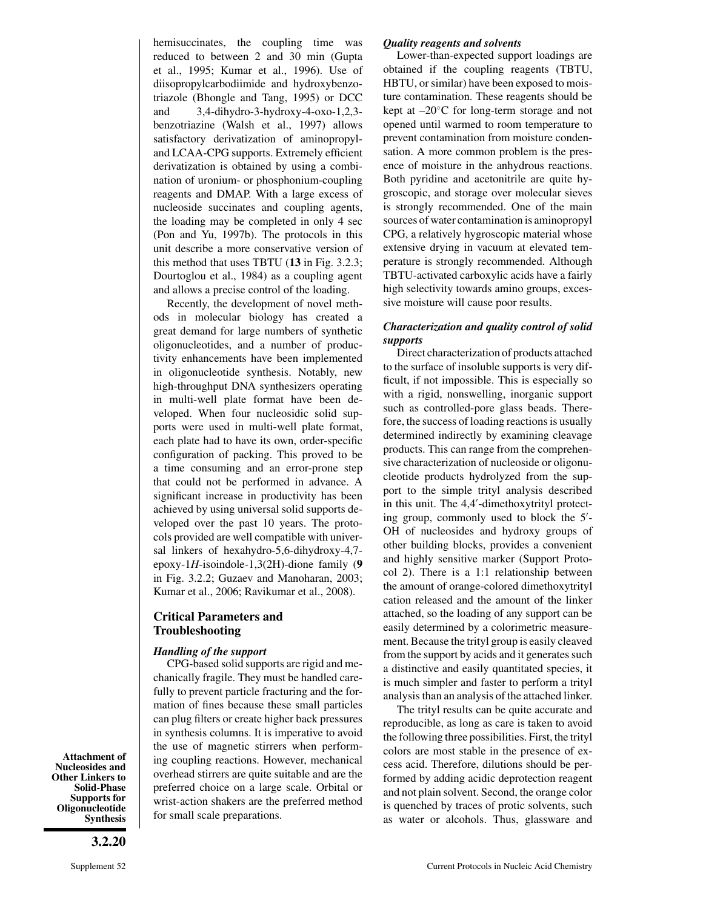hemisuccinates, the coupling time was reduced to between 2 and 30 min (Gupta et al., 1995; Kumar et al., 1996). Use of diisopropylcarbodiimide and hydroxybenzotriazole (Bhongle and Tang, 1995) or DCC and 3,4-dihydro-3-hydroxy-4-oxo-1,2,3-benzotriazine (Walsh et al., 1997) allows satisfactory derivatization of aminopropyl- and LCAA-CPG supports. Extremely efficient derivatization is obtained by using a combination of uronium- or phosphonium-coupling reagents and DMAP. With a large excess of nucleoside succinates and coupling agents, the loading may be completed in only 4 sec (Pon and Yu, 1997b). The protocols in this unit describe a more conservative version of this method that uses TBTU (**13** in Fig. 3.2.3; Dourtoglou et al., 1984) as a coupling agent and allows a precise control of the loading.

Recently, the development of novel methods in molecular biology has created a great demand for large numbers of synthetic oligonucleotides, and a number of productivity enhancements have been implemented in oligonucleotide synthesis. Notably, new high-throughput DNA synthesizers operating in multi-well plate format have been developed. When four nucleosidic solid supports were used in multi-well plate format, each plate had to have its own, order-specific configuration of packing. This proved to be a time consuming and an error-prone step that could not be performed in advance. A significant increase in productivity has been achieved by using universal solid supports developed over the past 10 years. The protocols provided are well compatible with universal linkers of hexahydro-5,6-dihydroxy-4,7-epoxy-1*H*-isoindole-1,3(2H)-dione family (**9** in Fig. 3.2.2; Guzaev and Manoharan, 2003; Kumar et al., 2006; Ravikumar et al., 2008).

## Critical Parameters and Troubleshooting

### *Handling of the support*

CPG-based solid supports are rigid and mechanically fragile. They must be handled carefully to prevent particle fracturing and the formation of fines because these small particles can plug filters or create higher back pressures in synthesis columns. It is imperative to avoid the use of magnetic stirrers when performing coupling reactions. However, mechanical overhead stirrers are quite suitable and are the preferred choice on a large scale. Orbital or wrist-action shakers are the preferred method for small scale preparations.

### *Quality reagents and solvents*

Lower-than-expected support loadings are obtained if the coupling reagents (TBTU, HBTU, or similar) have been exposed to moisture contamination. These reagents should be kept at –20°C for long-term storage and not opened until warmed to room temperature to prevent contamination from moisture condensation. A more common problem is the presence of moisture in the anhydrous reactions. Both pyridine and acetonitrile are quite hygroscopic, and storage over molecular sieves is strongly recommended. One of the main sources of water contamination is aminopropyl CPG, a relatively hygroscopic material whose extensive drying in vacuum at elevated temperature is strongly recommended. Although TBTU-activated carboxylic acids have a fairly high selectivity towards amino groups, excessive moisture will cause poor results.

### *Characterization and quality control of solid supports*

Direct characterization of products attached to the surface of insoluble supports is very difficult, if not impossible. This is especially so with a rigid, nonswelling, inorganic support such as controlled-pore glass beads. Therefore, the success of loading reactions is usually determined indirectly by examining cleavage products. This can range from the comprehensive characterization of nucleoside or oligonucleotide products hydrolyzed from the support to the simple trityl analysis described in this unit. The 4,4′-dimethoxytrityl protecting group, commonly used to block the 5′-OH of nucleosides and hydroxy groups of other building blocks, provides a convenient and highly sensitive marker (Support Protocol 2). There is a 1:1 relationship between the amount of orange-colored dimethoxytrityl cation released and the amount of the linker attached, so the loading of any support can be easily determined by a colorimetric measurement. Because the trityl group is easily cleaved from the support by acids and it generates such a distinctive and easily quantitated species, it is much simpler and faster to perform a trityl analysis than an analysis of the attached linker.

The trityl results can be quite accurate and reproducible, as long as care is taken to avoid the following three possibilities. First, the trityl colors are most stable in the presence of excess acid. Therefore, dilutions should be performed by adding acidic deprotection reagent and not plain solvent. Second, the orange color is quenched by traces of protic solvents, such as water or alcohols. Thus, glassware and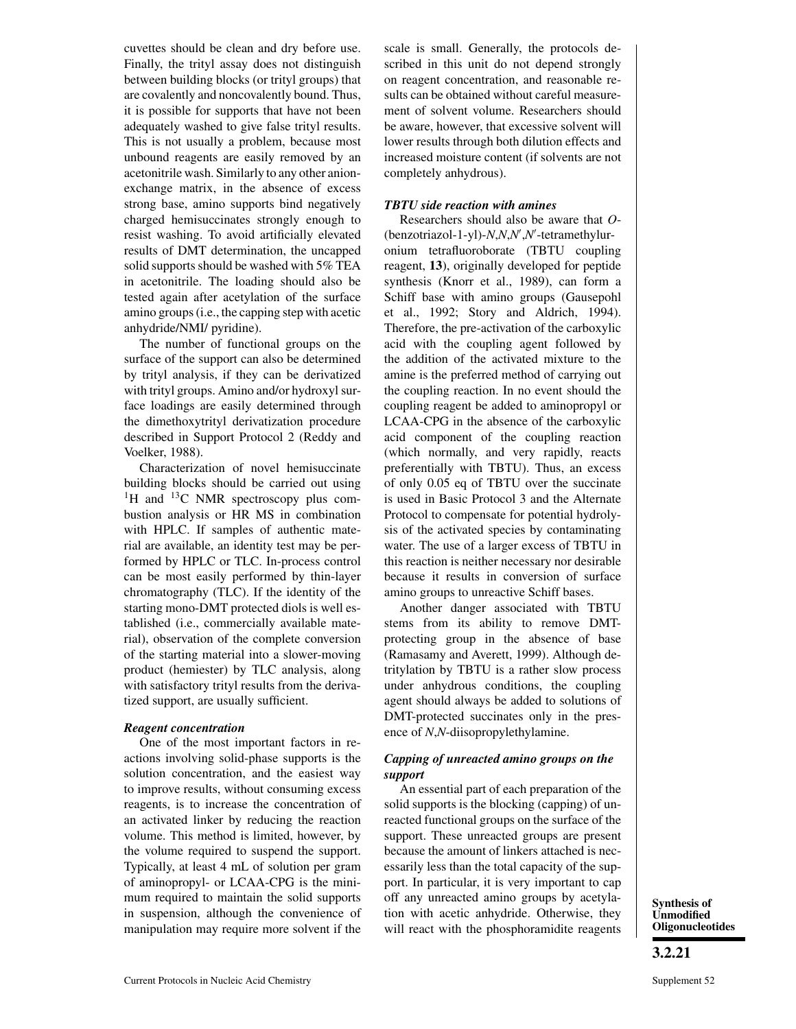cuvettes should be clean and dry before use. Finally, the trityl assay does not distinguish between building blocks (or trityl groups) that are covalently and noncovalently bound. Thus, it is possible for supports that have not been adequately washed to give false trityl results. This is not usually a problem, because most unbound reagents are easily removed by an acetonitrile wash. Similarly to any other anion-exchange matrix, in the absence of excess strong base, amino supports bind negatively charged hemisuccinates strongly enough to resist washing. To avoid artificially elevated results of DMT determination, the uncapped solid supports should be washed with 5% TEA in acetonitrile. The loading should also be tested again after acetylation of the surface amino groups (i.e., the capping step with acetic anhydride/NMI/ pyridine).

The number of functional groups on the surface of the support can also be determined by trityl analysis, if they can be derivatized with trityl groups. Amino and/or hydroxyl surface loadings are easily determined through the dimethoxytrityl derivatization procedure described in Support Protocol 2 (Reddy and Voelker, 1988).

Characterization of novel hemisuccinate building blocks should be carried out using $^{1}H$ and $^{13}C$ NMR spectroscopy plus combustion analysis or HR MS in combination with HPLC. If samples of authentic material are available, an identity test may be performed by HPLC or TLC. In-process control can be most easily performed by thin-layer chromatography (TLC). If the identity of the starting mono-DMT protected diols is well established (i.e., commercially available material), observation of the complete conversion of the starting material into a slower-moving product (hemiester) by TLC analysis, along with satisfactory trityl results from the derivatized support, are usually sufficient.

***Reagent concentration***

One of the most important factors in reactions involving solid-phase supports is the solution concentration, and the easiest way to improve results, without consuming excess reagents, is to increase the concentration of an activated linker by reducing the reaction volume. This method is limited, however, by the volume required to suspend the support. Typically, at least 4 mL of solution per gram of aminopropyl- or LCAA-CPG is the minimum required to maintain the solid supports in suspension, although the convenience of manipulation may require more solvent if the scale is small. Generally, the protocols described in this unit do not depend strongly on reagent concentration, and reasonable results can be obtained without careful measurement of solvent volume. Researchers should be aware, however, that excessive solvent will lower results through both dilution effects and increased moisture content (if solvents are not completely anhydrous).

***TBTU side reaction with amines***

Researchers should also be aware that *O*-(benzotriazol-1-yl)-*N*,*N*,*N*′,*N*′-tetramethyluronium tetrafluoroborate (TBTU coupling reagent, **13**), originally developed for peptide synthesis (Knorr et al., 1989), can form a Schiff base with amino groups (Gausepohl et al., 1992; Story and Aldrich, 1994). Therefore, the pre-activation of the carboxylic acid with the coupling agent followed by the addition of the activated mixture to the amine is the preferred method of carrying out the coupling reaction. In no event should the coupling reagent be added to aminopropyl or LCAA-CPG in the absence of the carboxylic acid component of the coupling reaction (which normally, and very rapidly, reacts preferentially with TBTU). Thus, an excess of only 0.05 eq of TBTU over the succinate is used in Basic Protocol 3 and the Alternate Protocol to compensate for potential hydrolysis of the activated species by contaminating water. The use of a larger excess of TBTU in this reaction is neither necessary nor desirable because it results in conversion of surface amino groups to unreactive Schiff bases.

Another danger associated with TBTU stems from its ability to remove DMT-protecting group in the absence of base (Ramasamy and Averett, 1999). Although detritylation by TBTU is a rather slow process under anhydrous conditions, the coupling agent should always be added to solutions of DMT-protected succinates only in the presence of *N*,*N*-diisopropylethylamine.

***Capping of unreacted amino groups on the support***

An essential part of each preparation of the solid supports is the blocking (capping) of unreacted functional groups on the surface of the support. These unreacted groups are present because the amount of linkers attached is necessarily less than the total capacity of the support. In particular, it is very important to cap off any unreacted amino groups by acetylation with acetic anhydride. Otherwise, they will react with the phosphoramidite reagents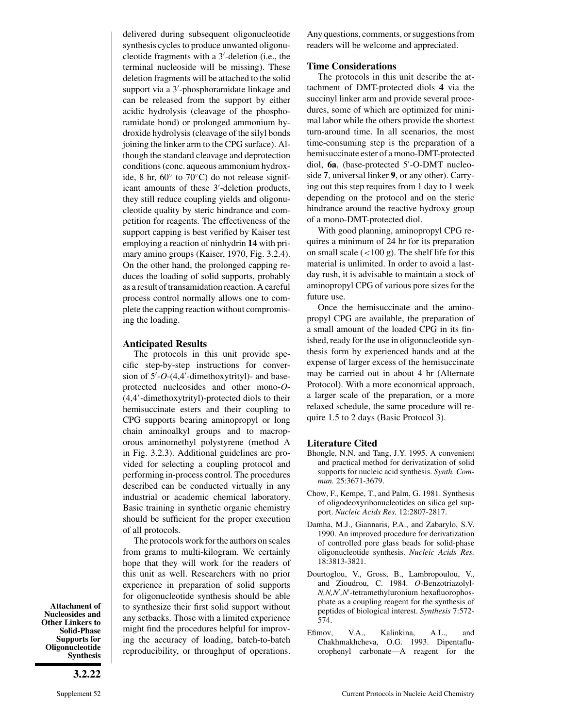delivered during subsequent oligonucleotide synthesis cycles to produce unwanted oligonucleotide fragments with a 3′-deletion (i.e., the terminal nucleoside will be missing). These deletion fragments will be attached to the solid support via a 3′-phosphoramidate linkage and can be released from the support by either acidic hydrolysis (cleavage of the phosphoramidate bond) or prolonged ammonium hydroxide hydrolysis (cleavage of the silyl bonds joining the linker arm to the CPG surface). Although the standard cleavage and deprotection conditions (conc. aqueous ammonium hydroxide, 8 hr, 60° to 70°C) do not release significant amounts of these 3′-deletion products, they still reduce coupling yields and oligonucleotide quality by steric hindrance and competition for reagents. The effectiveness of the support capping is best verified by Kaiser test employing a reaction of ninhydrin **14** with primary amino groups (Kaiser, 1970, Fig. 3.2.4). On the other hand, the prolonged capping reduces the loading of solid supports, probably as a result of transamidation reaction. A careful process control normally allows one to complete the capping reaction without compromising the loading.

### Anticipated Results

The protocols in this unit provide specific step-by-step instructions for conversion of 5′-*O*-(4,4′-dimethoxytrityl)- and base-protected nucleosides and other mono-*O*-(4,4'-dimethoxytrityl)-protected diols to their hemisuccinate esters and their coupling to CPG supports bearing aminopropyl or long chain aminoalkyl groups and to macroporous aminomethyl polystyrene (method A in Fig. 3.2.3). Additional guidelines are provided for selecting a coupling protocol and performing in-process control. The procedures described can be conducted virtually in any industrial or academic chemical laboratory. Basic training in synthetic organic chemistry should be sufficient for the proper execution of all protocols.

The protocols work for the authors on scales from grams to multi-kilogram. We certainly hope that they will work for the readers of this unit as well. Researchers with no prior experience in preparation of solid supports for oligonucleotide synthesis should be able to synthesize their first solid support without any setbacks. Those with a limited experience might find the procedures helpful for improving the accuracy of loading, batch-to-batch reproducibility, or throughput of operations. Any questions, comments, or suggestions from readers will be welcome and appreciated.

### Time Considerations

The protocols in this unit describe the attachment of DMT-protected diols **4** via the succinyl linker arm and provide several procedures, some of which are optimized for minimal labor while the others provide the shortest turn-around time. In all scenarios, the most time-consuming step is the preparation of a hemisuccinate ester of a mono-DMT-protected diol, **6a**, (base-protected 5′-O-DMT nucleoside **7**, universal linker **9**, or any other). Carrying out this step requires from 1 day to 1 week depending on the protocol and on the steric hindrance around the reactive hydroxy group of a mono-DMT-protected diol.

With good planning, aminopropyl CPG requires a minimum of 24 hr for its preparation on small scale (<100 g). The shelf life for this material is unlimited. In order to avoid a last-day rush, it is advisable to maintain a stock of aminopropyl CPG of various pore sizes for the future use.

Once the hemisuccinate and the aminopropyl CPG are available, the preparation of a small amount of the loaded CPG in its finished, ready for the use in oligonucleotide synthesis form by experienced hands and at the expense of larger excess of the hemisuccinate may be carried out in about 4 hr (Alternate Protocol). With a more economical approach, a larger scale of the preparation, or a more relaxed schedule, the same procedure will require 1.5 to 2 days (Basic Protocol 3).

### Literature Cited

Bhongle, N.N. and Tang, J.Y. 1995. A convenient and practical method for derivatization of solid supports for nucleic acid synthesis. *Synth. Commun.* 25:3671-3679.

Chow, F., Kempe, T., and Palm, G. 1981. Synthesis of oligodeoxyribonucleotides on silica gel support. *Nucleic Acids Res.* 12:2807-2817.

Damha, M.J., Giannaris, P.A., and Zabarylo, S.V. 1990. An improved procedure for derivatization of controlled pore glass beads for solid-phase oligonucleotide synthesis. *Nucleic Acids Res.* 18:3813-3821.

Dourtoglou, V., Gross, B., Lambropoulou, V., and Zioudrou, C. 1984. *O*-Benzotriazolyl-*N,N,N′,N′*-tetramethyluronium hexafluorophosphate as a coupling reagent for the synthesis of peptides of biological interest. *Synthesis* 7:572-574.

Efimov, V.A., Kalinkina, A.L., and Chakhmakhcheva, O.G. 1993. Dipentafluorophenyl carbonate—A reagent for the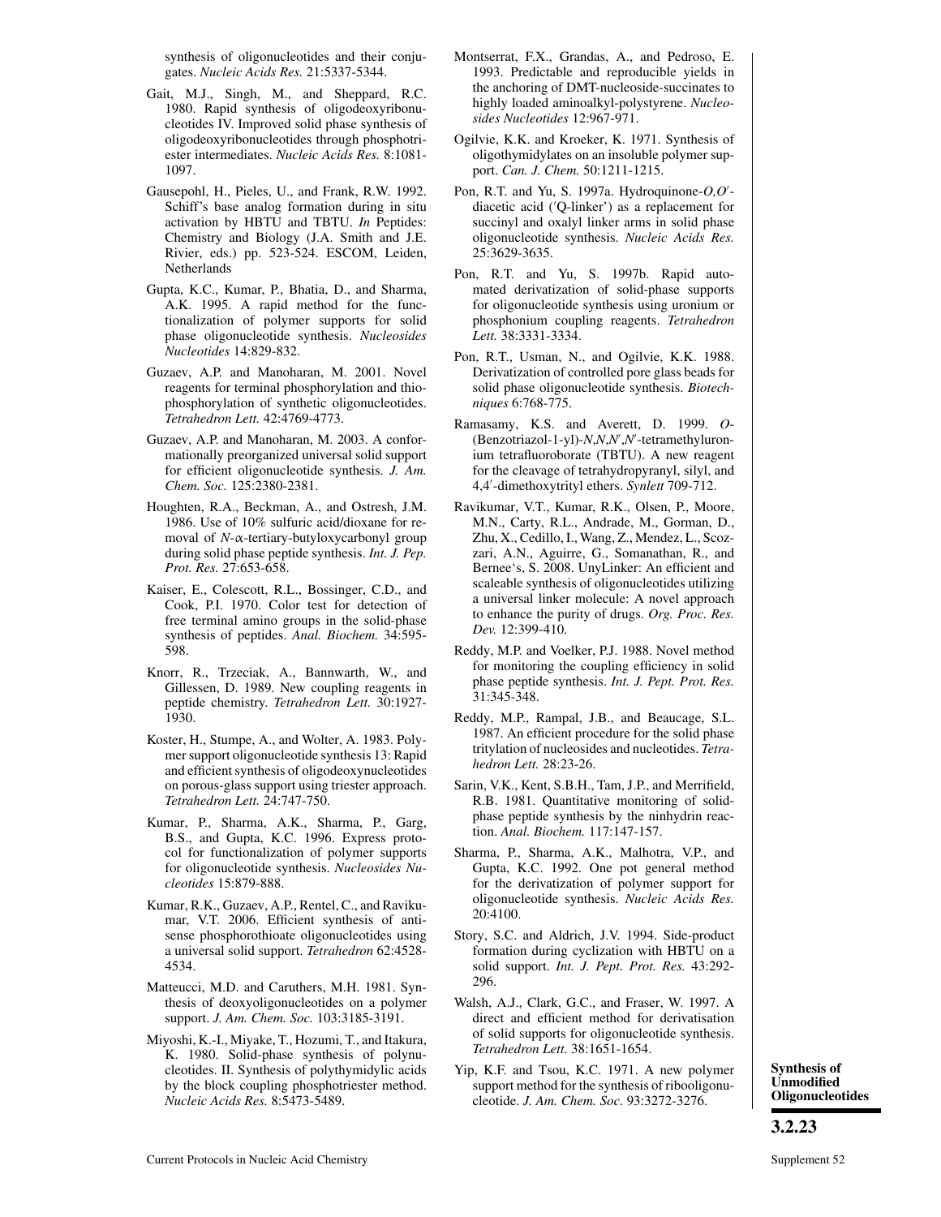synthesis of oligonucleotides and their conjugates. *Nucleic Acids Res.* 21:5337-5344.

Gait, M.J., Singh, M., and Sheppard, R.C. 1980. Rapid synthesis of oligodeoxyribonucleotides IV. Improved solid phase synthesis of oligodeoxyribonucleotides through phosphotriester intermediates. *Nucleic Acids Res.* 8:1081-1097.

Gausepohl, H., Pieles, U., and Frank, R.W. 1992. Schiff's base analog formation during in situ activation by HBTU and TBTU. *In* Peptides: Chemistry and Biology (J.A. Smith and J.E. Rivier, eds.) pp. 523-524. ESCOM, Leiden, Netherlands

Gupta, K.C., Kumar, P., Bhatia, D., and Sharma, A.K. 1995. A rapid method for the functionalization of polymer supports for solid phase oligonucleotide synthesis. *Nucleosides Nucleotides* 14:829-832.

Guzaev, A.P. and Manoharan, M. 2001. Novel reagents for terminal phosphorylation and thiophosphorylation of synthetic oligonucleotides. *Tetrahedron Lett.* 42:4769-4773.

Guzaev, A.P. and Manoharan, M. 2003. A conformationally preorganized universal solid support for efficient oligonucleotide synthesis. *J. Am. Chem. Soc.* 125:2380-2381.

Houghten, R.A., Beckman, A., and Ostresh, J.M. 1986. Use of 10% sulfuric acid/dioxane for removal of *N*-α-tertiary-butyloxycarbonyl group during solid phase peptide synthesis. *Int. J. Pep. Prot. Res.* 27:653-658.

Kaiser, E., Colescott, R.L., Bossinger, C.D., and Cook, P.I. 1970. Color test for detection of free terminal amino groups in the solid-phase synthesis of peptides. *Anal. Biochem.* 34:595-598.

Knorr, R., Trzeciak, A., Bannwarth, W., and Gillessen, D. 1989. New coupling reagents in peptide chemistry. *Tetrahedron Lett.* 30:1927-1930.

Koster, H., Stumpe, A., and Wolter, A. 1983. Polymer support oligonucleotide synthesis 13: Rapid and efficient synthesis of oligodeoxynucleotides on porous-glass support using triester approach. *Tetrahedron Lett.* 24:747-750.

Kumar, P., Sharma, A.K., Sharma, P., Garg, B.S., and Gupta, K.C. 1996. Express protocol for functionalization of polymer supports for oligonucleotide synthesis. *Nucleosides Nucleotides* 15:879-888.

Kumar, R.K., Guzaev, A.P., Rentel, C., and Ravikumar, V.T. 2006. Efficient synthesis of antisense phosphorothioate oligonucleotides using a universal solid support. *Tetrahedron* 62:4528-4534.

Matteucci, M.D. and Caruthers, M.H. 1981. Synthesis of deoxyoligonucleotides on a polymer support. *J. Am. Chem. Soc.* 103:3185-3191.

Miyoshi, K.-I., Miyake, T., Hozumi, T., and Itakura, K. 1980. Solid-phase synthesis of polynucleotides. II. Synthesis of polythymidylic acids by the block coupling phosphotriester method. *Nucleic Acids Res.* 8:5473-5489.

Montserrat, F.X., Grandas, A., and Pedroso, E. 1993. Predictable and reproducible yields in the anchoring of DMT-nucleoside-succinates to highly loaded aminoalkyl-polystyrene. *Nucleosides Nucleotides* 12:967-971.

Ogilvie, K.K. and Kroeker, K. 1971. Synthesis of oligothymidylates on an insoluble polymer support. *Can. J. Chem.* 50:1211-1215.

Pon, R.T. and Yu, S. 1997a. Hydroquinone-*O,O*′-diacetic acid (′Q-linker′) as a replacement for succinyl and oxalyl linker arms in solid phase oligonucleotide synthesis. *Nucleic Acids Res.* 25:3629-3635.

Pon, R.T. and Yu, S. 1997b. Rapid automated derivatization of solid-phase supports for oligonucleotide synthesis using uronium or phosphonium coupling reagents. *Tetrahedron Lett.* 38:3331-3334.

Pon, R.T., Usman, N., and Ogilvie, K.K. 1988. Derivatization of controlled pore glass beads for solid phase oligonucleotide synthesis. *Biotechniques* 6:768-775.

Ramasamy, K.S. and Averett, D. 1999. *O*-(Benzotriazol-1-yl)-*N,N,N*′*,N*′-tetramethyluronium tetrafluoroborate (TBTU). A new reagent for the cleavage of tetrahydropyranyl, silyl, and 4,4′-dimethoxytrityl ethers. *Synlett* 709-712.

Ravikumar, V.T., Kumar, R.K., Olsen, P., Moore, M.N., Carty, R.L., Andrade, M., Gorman, D., Zhu, X., Cedillo, I., Wang, Z., Mendez, L., Scozzari, A.N., Aguirre, G., Somanathan, R., and Bernee's, S. 2008. UnyLinker: An efficient and scaleable synthesis of oligonucleotides utilizing a universal linker molecule: A novel approach to enhance the purity of drugs. *Org. Proc. Res. Dev.* 12:399-410.

Reddy, M.P. and Voelker, P.J. 1988. Novel method for monitoring the coupling efficiency in solid phase peptide synthesis. *Int. J. Pept. Prot. Res.* 31:345-348.

Reddy, M.P., Rampal, J.B., and Beaucage, S.L. 1987. An efficient procedure for the solid phase tritylation of nucleosides and nucleotides. *Tetrahedron Lett.* 28:23-26.

Sarin, V.K., Kent, S.B.H., Tam, J.P., and Merrifield, R.B. 1981. Quantitative monitoring of solid-phase peptide synthesis by the ninhydrin reaction. *Anal. Biochem.* 117:147-157.

Sharma, P., Sharma, A.K., Malhotra, V.P., and Gupta, K.C. 1992. One pot general method for the derivatization of polymer support for oligonucleotide synthesis. *Nucleic Acids Res.* 20:4100.

Story, S.C. and Aldrich, J.V. 1994. Side-product formation during cyclization with HBTU on a solid support. *Int. J. Pept. Prot. Res.* 43:292-296.

Walsh, A.J., Clark, G.C., and Fraser, W. 1997. A direct and efficient method for derivatisation of solid supports for oligonucleotide synthesis. *Tetrahedron Lett.* 38:1651-1654.

Yip, K.F. and Tsou, K.C. 1971. A new polymer support method for the synthesis of ribooligonucleotide. *J. Am. Chem. Soc.* 93:3272-3276.